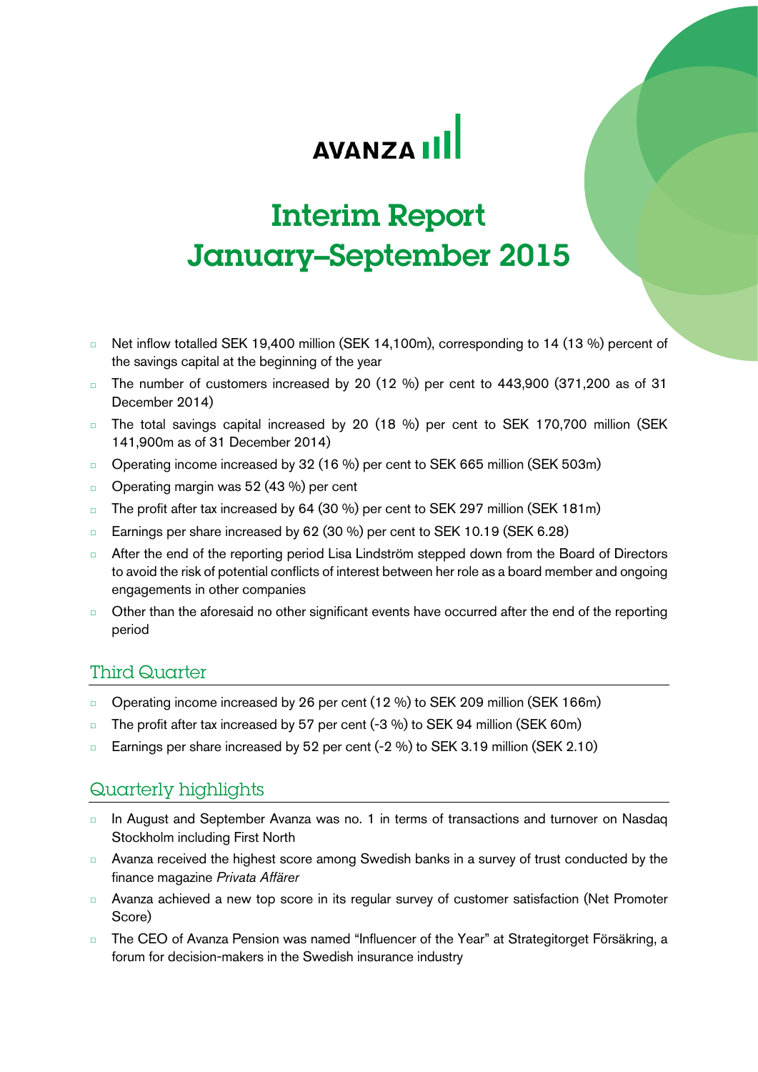AVANZA

# Interim Report January–September 2015

- Net inflow totalled SEK 19,400 million (SEK 14,100m), corresponding to 14 (13 %) percent of the savings capital at the beginning of the year
- The number of customers increased by 20 (12 %) per cent to 443,900 (371,200 as of 31 December 2014)
- The total savings capital increased by 20 (18 %) per cent to SEK 170,700 million (SEK 141,900m as of 31 December 2014)
- Operating income increased by 32 (16 %) per cent to SEK 665 million (SEK 503m)
- Operating margin was 52 (43 %) per cent
- The profit after tax increased by 64 (30 %) per cent to SEK 297 million (SEK 181m)
- Earnings per share increased by 62 (30 %) per cent to SEK 10.19 (SEK 6.28)
- After the end of the reporting period Lisa Lindström stepped down from the Board of Directors to avoid the risk of potential conflicts of interest between her role as a board member and ongoing engagements in other companies
- Other than the aforesaid no other significant events have occurred after the end of the reporting period

## Third Quarter

- Operating income increased by 26 per cent (12 %) to SEK 209 million (SEK 166m)
- The profit after tax increased by 57 per cent (-3 %) to SEK 94 million (SEK 60m)
- Earnings per share increased by 52 per cent (-2 %) to SEK 3.19 million (SEK 2.10)

## Quarterly highlights

- In August and September Avanza was no. 1 in terms of transactions and turnover on Nasdaq Stockholm including First North
- Avanza received the highest score among Swedish banks in a survey of trust conducted by the finance magazine *Privata Affärer*
- Avanza achieved a new top score in its regular survey of customer satisfaction (Net Promoter Score)
- The CEO of Avanza Pension was named "Influencer of the Year" at Strategitorget Försäkring, a forum for decision-makers in the Swedish insurance industry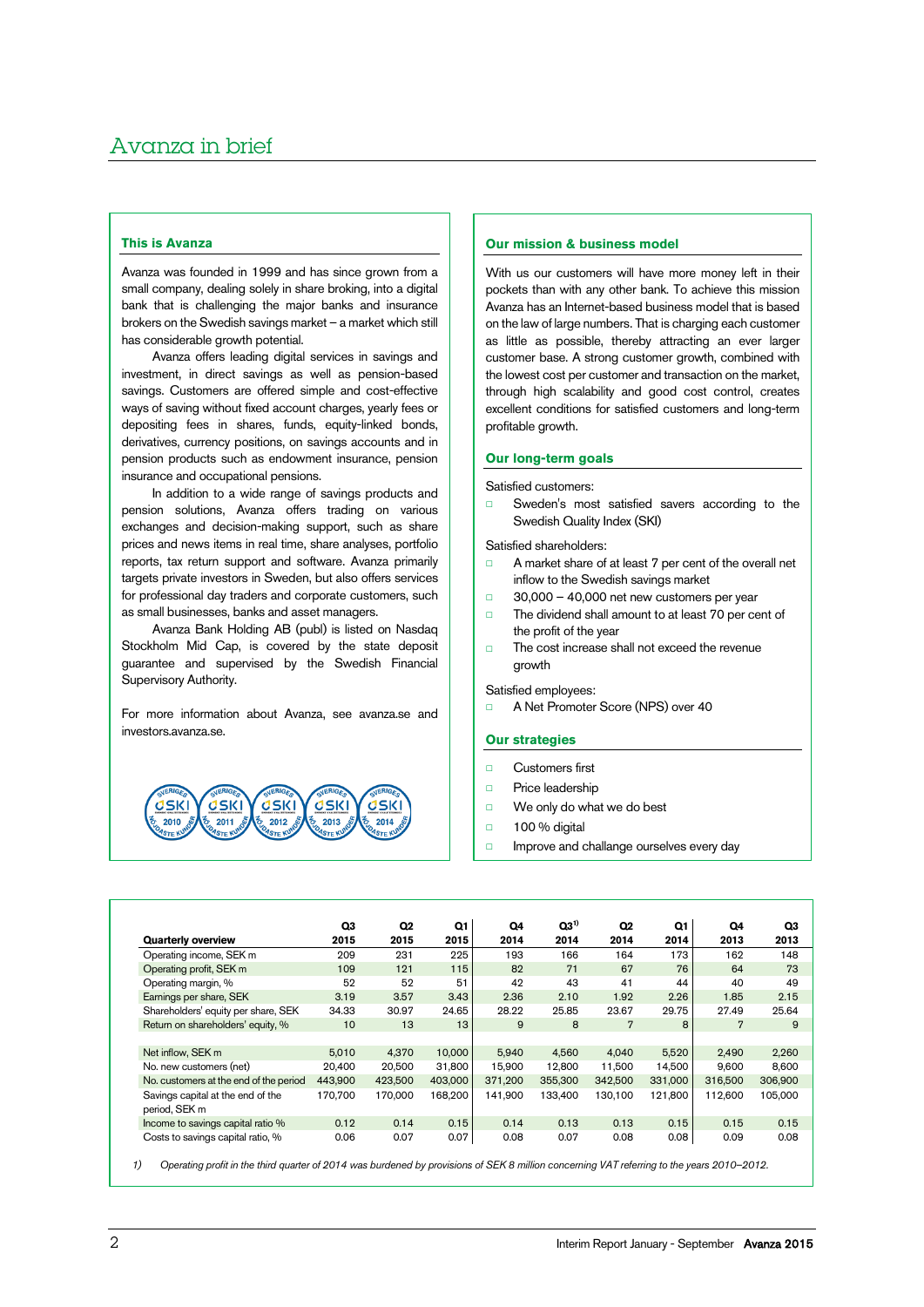# Avanza in brief

## This is Avanza

Avanza was founded in 1999 and has since grown from a small company, dealing solely in share broking, into a digital bank that is challenging the major banks and insurance brokers on the Swedish savings market – a market which still has considerable growth potential.

Avanza offers leading digital services in savings and investment, in direct savings as well as pension-based savings. Customers are offered simple and cost-effective ways of saving without fixed account charges, yearly fees or depositing fees in shares, funds, equity-linked bonds, derivatives, currency positions, on savings accounts and in pension products such as endowment insurance, pension insurance and occupational pensions.

In addition to a wide range of savings products and pension solutions, Avanza offers trading on various exchanges and decision-making support, such as share prices and news items in real time, share analyses, portfolio reports, tax return support and software. Avanza primarily targets private investors in Sweden, but also offers services for professional day traders and corporate customers, such as small businesses, banks and asset managers.

Avanza Bank Holding AB (publ) is listed on Nasdaq Stockholm Mid Cap, is covered by the state deposit guarantee and supervised by the Swedish Financial Supervisory Authority.

For more information about Avanza, see avanza.se and investors.avanza.se.

## Our mission & business model

With us our customers will have more money left in their pockets than with any other bank. To achieve this mission Avanza has an Internet-based business model that is based on the law of large numbers. That is charging each customer as little as possible, thereby attracting an ever larger customer base. A strong customer growth, combined with the lowest cost per customer and transaction on the market, through high scalability and good cost control, creates excellent conditions for satisfied customers and long-term profitable growth.

## Our long-term goals

Satisfied customers:

- Sweden's most satisfied savers according to the Swedish Quality Index (SKI)

Satisfied shareholders:

- A market share of at least 7 per cent of the overall net inflow to the Swedish savings market
- 30,000 – 40,000 net new customers per year
- The dividend shall amount to at least 70 per cent of the profit of the year
- The cost increase shall not exceed the revenue growth

Satisfied employees:

- A Net Promoter Score (NPS) over 40

## Our strategies

- Customers first
- Price leadership
- We only do what we do best
- 100 % digital
- Improve and challange ourselves every day

| Quarterly overview | Q3 2015 | Q2 2015 | Q1 2015 | Q4 2014 | Q3[1] 2014 | Q2 2014 | Q1 2014 | Q4 2013 | Q3 2013 |
|---|---|---|---|---|---|---|---|---|---|
| Operating income, SEK m | 209 | 231 | 225 | 193 | 166 | 164 | 173 | 162 | 148 |
| Operating profit, SEK m | 109 | 121 | 115 | 82 | 71 | 67 | 76 | 64 | 73 |
| Operating margin, % | 52 | 52 | 51 | 42 | 43 | 41 | 44 | 40 | 49 |
| Earnings per share, SEK | 3.19 | 3.57 | 3.43 | 2.36 | 2.10 | 1.92 | 2.26 | 1.85 | 2.15 |
| Shareholders' equity per share, SEK | 34.33 | 30.97 | 24.65 | 28.22 | 25.85 | 23.67 | 29.75 | 27.49 | 25.64 |
| Return on shareholders' equity, % | 10 | 13 | 13 | 9 | 8 | 7 | 8 | 7 | 9 |
| | | | | | | | | | |
| Net inflow, SEK m | 5,010 | 4,370 | 10,000 | 5,940 | 4,560 | 4,040 | 5,520 | 2,490 | 2,260 |
| No. new customers (net) | 20,400 | 20,500 | 31,800 | 15,900 | 12,800 | 11,500 | 14,500 | 9,600 | 8,600 |
| No. customers at the end of the period | 443,900 | 423,500 | 403,000 | 371,200 | 355,300 | 342,500 | 331,000 | 316,500 | 306,900 |
| Savings capital at the end of the period, SEK m | 170,700 | 170,000 | 168,200 | 141,900 | 133,400 | 130,100 | 121,800 | 112,600 | 105,000 |
| Income to savings capital ratio % | 0.12 | 0.14 | 0.15 | 0.14 | 0.13 | 0.13 | 0.15 | 0.15 | 0.15 |
| Costs to savings capital ratio, % | 0.06 | 0.07 | 0.07 | 0.08 | 0.07 | 0.08 | 0.08 | 0.09 | 0.08 |

*1) Operating profit in the third quarter of 2014 was burdened by provisions of SEK 8 million concerning VAT referring to the years 2010–2012.*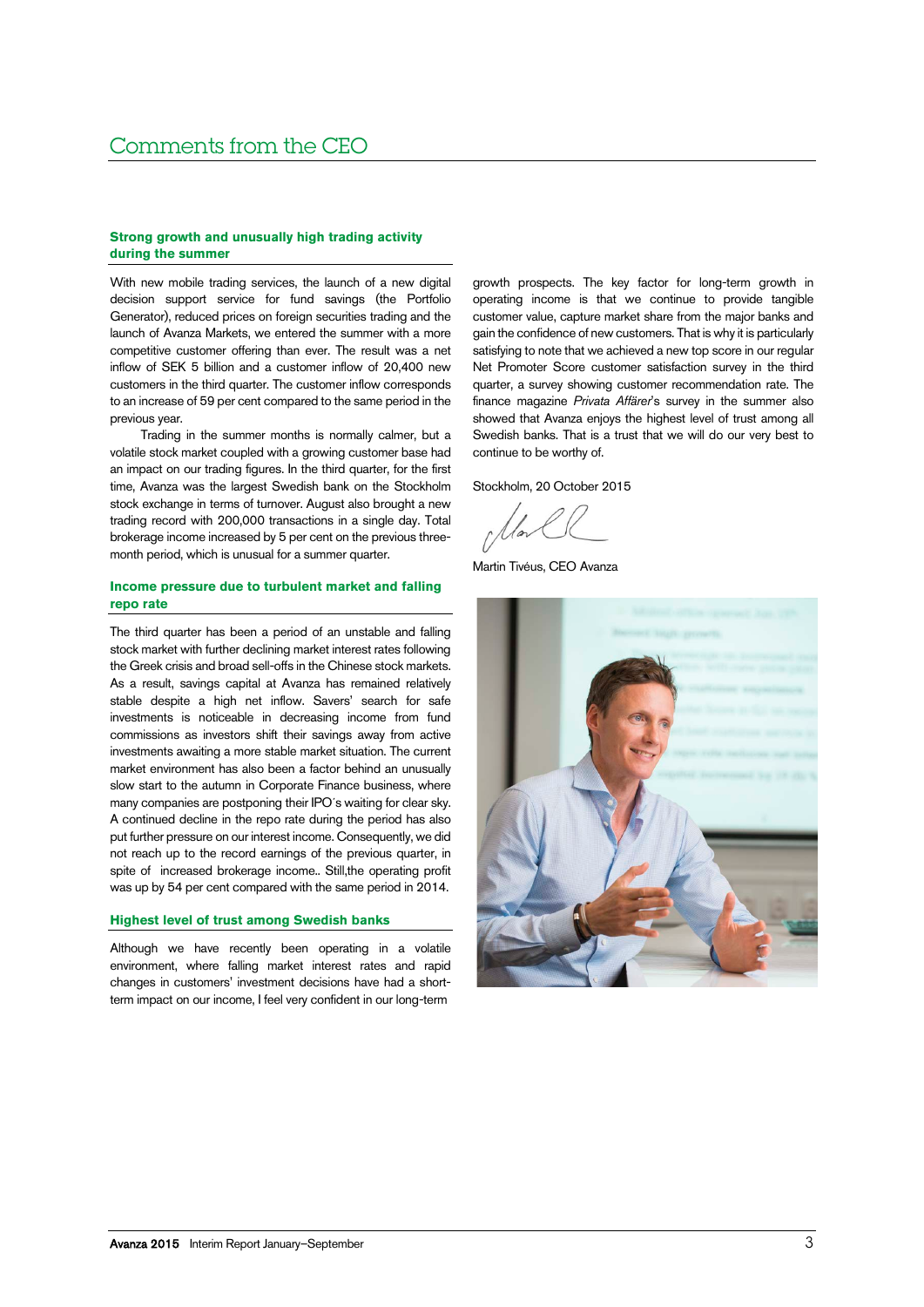# Comments from the CEO

### Strong growth and unusually high trading activity during the summer

With new mobile trading services, the launch of a new digital decision support service for fund savings (the Portfolio Generator), reduced prices on foreign securities trading and the launch of Avanza Markets, we entered the summer with a more competitive customer offering than ever. The result was a net inflow of SEK 5 billion and a customer inflow of 20,400 new customers in the third quarter. The customer inflow corresponds to an increase of 59 per cent compared to the same period in the previous year.

Trading in the summer months is normally calmer, but a volatile stock market coupled with a growing customer base had an impact on our trading figures. In the third quarter, for the first time, Avanza was the largest Swedish bank on the Stockholm stock exchange in terms of turnover. August also brought a new trading record with 200,000 transactions in a single day. Total brokerage income increased by 5 per cent on the previous three-month period, which is unusual for a summer quarter.

### Income pressure due to turbulent market and falling repo rate

The third quarter has been a period of an unstable and falling stock market with further declining market interest rates following the Greek crisis and broad sell-offs in the Chinese stock markets. As a result, savings capital at Avanza has remained relatively stable despite a high net inflow. Savers' search for safe investments is noticeable in decreasing income from fund commissions as investors shift their savings away from active investments awaiting a more stable market situation. The current market environment has also been a factor behind an unusually slow start to the autumn in Corporate Finance business, where many companies are postponing their IPO´s waiting for clear sky. A continued decline in the repo rate during the period has also put further pressure on our interest income. Consequently, we did not reach up to the record earnings of the previous quarter, in spite of increased brokerage income.. Still,the operating profit was up by 54 per cent compared with the same period in 2014.

### Highest level of trust among Swedish banks

Although we have recently been operating in a volatile environment, where falling market interest rates and rapid changes in customers' investment decisions have had a short-term impact on our income, I feel very confident in our long-term growth prospects. The key factor for long-term growth in operating income is that we continue to provide tangible customer value, capture market share from the major banks and gain the confidence of new customers. That is why it is particularly satisfying to note that we achieved a new top score in our regular Net Promoter Score customer satisfaction survey in the third quarter, a survey showing customer recommendation rate. The finance magazine *Privata Affärer*'s survey in the summer also showed that Avanza enjoys the highest level of trust among all Swedish banks. That is a trust that we will do our very best to continue to be worthy of.

Stockholm, 20 October 2015

Martin Tivéus, CEO Avanza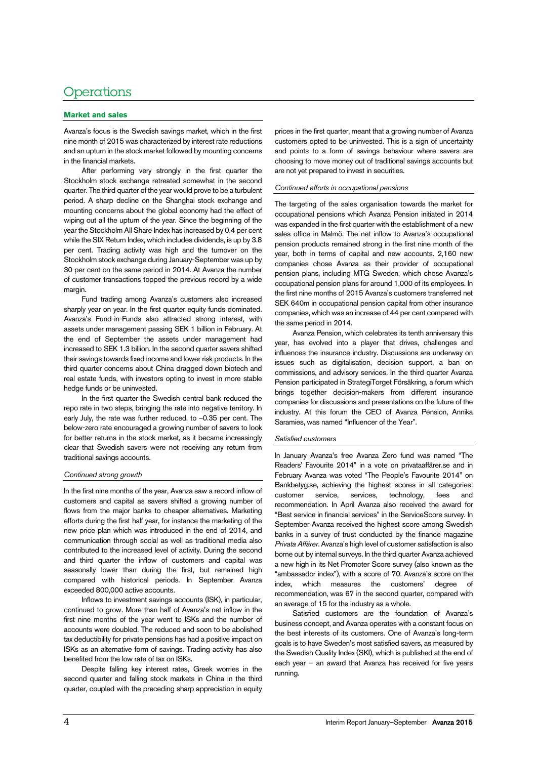# Operations

## Market and sales

Avanza's focus is the Swedish savings market, which in the first nine month of 2015 was characterized by interest rate reductions and an upturn in the stock market followed by mounting concerns in the financial markets.

After performing very strongly in the first quarter the Stockholm stock exchange retreated somewhat in the second quarter. The third quarter of the year would prove to be a turbulent period. A sharp decline on the Shanghai stock exchange and mounting concerns about the global economy had the effect of wiping out all the upturn of the year. Since the beginning of the year the Stockholm All Share Index has increased by 0.4 per cent while the SIX Return Index, which includes dividends, is up by 3.8 per cent. Trading activity was high and the turnover on the Stockholm stock exchange during January-September was up by 30 per cent on the same period in 2014. At Avanza the number of customer transactions topped the previous record by a wide margin.

Fund trading among Avanza's customers also increased sharply year on year. In the first quarter equity funds dominated. Avanza's Fund-in-Funds also attracted strong interest, with assets under management passing SEK 1 billion in February. At the end of September the assets under management had increased to SEK 1.3 billion. In the second quarter savers shifted their savings towards fixed income and lower risk products. In the third quarter concerns about China dragged down biotech and real estate funds, with investors opting to invest in more stable hedge funds or be uninvested.

In the first quarter the Swedish central bank reduced the repo rate in two steps, bringing the rate into negative territory. In early July, the rate was further reduced, to –0.35 per cent. The below-zero rate encouraged a growing number of savers to look for better returns in the stock market, as it became increasingly clear that Swedish savers were not receiving any return from traditional savings accounts.

### *Continued strong growth*

In the first nine months of the year, Avanza saw a record inflow of customers and capital as savers shifted a growing number of flows from the major banks to cheaper alternatives. Marketing efforts during the first half year, for instance the marketing of the new price plan which was introduced in the end of 2014, and communication through social as well as traditional media also contributed to the increased level of activity. During the second and third quarter the inflow of customers and capital was seasonally lower than during the first, but remained high compared with historical periods. In September Avanza exceeded 800,000 active accounts.

Inflows to investment savings accounts (ISK), in particular, continued to grow. More than half of Avanza's net inflow in the first nine months of the year went to ISKs and the number of accounts were doubled. The reduced and soon to be abolished tax deductibility for private pensions has had a positive impact on ISKs as an alternative form of savings. Trading activity has also benefited from the low rate of tax on ISKs.

Despite falling key interest rates, Greek worries in the second quarter and falling stock markets in China in the third quarter, coupled with the preceding sharp appreciation in equity prices in the first quarter, meant that a growing number of Avanza customers opted to be uninvested. This is a sign of uncertainty and points to a form of savings behaviour where savers are choosing to move money out of traditional savings accounts but are not yet prepared to invest in securities.

### *Continued efforts in occupational pensions*

The targeting of the sales organisation towards the market for occupational pensions which Avanza Pension initiated in 2014 was expanded in the first quarter with the establishment of a new sales office in Malmö. The net inflow to Avanza's occupational pension products remained strong in the first nine month of the year, both in terms of capital and new accounts. 2,160 new companies chose Avanza as their provider of occupational pension plans, including MTG Sweden, which chose Avanza's occupational pension plans for around 1,000 of its employees. In the first nine months of 2015 Avanza's customers transferred net SEK 640m in occupational pension capital from other insurance companies, which was an increase of 44 per cent compared with the same period in 2014.

Avanza Pension, which celebrates its tenth anniversary this year, has evolved into a player that drives, challenges and influences the insurance industry. Discussions are underway on issues such as digitalisation, decision support, a ban on commissions, and advisory services. In the third quarter Avanza Pension participated in StrategiTorget Försäkring, a forum which brings together decision-makers from different insurance companies for discussions and presentations on the future of the industry. At this forum the CEO of Avanza Pension, Annika Saramies, was named "Influencer of the Year".

### *Satisfied customers*

In January Avanza's free Avanza Zero fund was named "The Readers' Favourite 2014" in a vote on privataaffärer.se and in February Avanza was voted "The People's Favourite 2014" on Bankbetyg.se, achieving the highest scores in all categories: customer service, services, technology, fees and recommendation. In April Avanza also received the award for "Best service in financial services" in the ServiceScore survey. In September Avanza received the highest score among Swedish banks in a survey of trust conducted by the finance magazine *Privata Affärer*. Avanza's high level of customer satisfaction is also borne out by internal surveys. In the third quarter Avanza achieved a new high in its Net Promoter Score survey (also known as the "ambassador index"), with a score of 70. Avanza's score on the index, which measures the customers' degree of recommendation, was 67 in the second quarter, compared with an average of 15 for the industry as a whole.

Satisfied customers are the foundation of Avanza's business concept, and Avanza operates with a constant focus on the best interests of its customers. One of Avanza's long-term goals is to have Sweden's most satisfied savers, as measured by the Swedish Quality Index (SKI), which is published at the end of each year – an award that Avanza has received for five years running.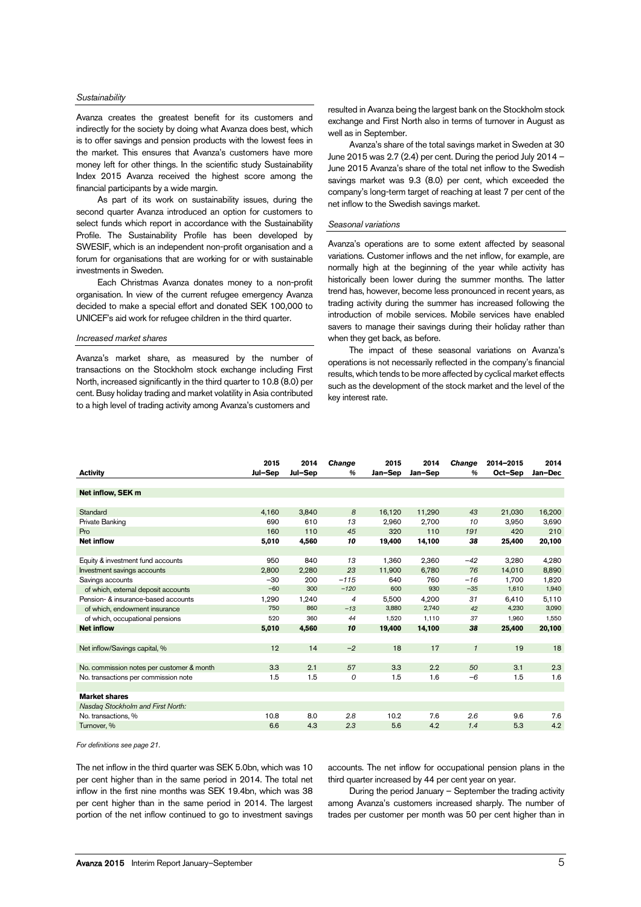*Sustainability*

Avanza creates the greatest benefit for its customers and indirectly for the society by doing what Avanza does best, which is to offer savings and pension products with the lowest fees in the market. This ensures that Avanza's customers have more money left for other things. In the scientific study Sustainability Index 2015 Avanza received the highest score among the financial participants by a wide margin.

As part of its work on sustainability issues, during the second quarter Avanza introduced an option for customers to select funds which report in accordance with the Sustainability Profile. The Sustainability Profile has been developed by SWESIF, which is an independent non-profit organisation and a forum for organisations that are working for or with sustainable investments in Sweden.

Each Christmas Avanza donates money to a non-profit organisation. In view of the current refugee emergency Avanza decided to make a special effort and donated SEK 100,000 to UNICEF's aid work for refugee children in the third quarter.

*Increased market shares*

Avanza's market share, as measured by the number of transactions on the Stockholm stock exchange including First North, increased significantly in the third quarter to 10.8 (8.0) per cent. Busy holiday trading and market volatility in Asia contributed to a high level of trading activity among Avanza's customers and resulted in Avanza being the largest bank on the Stockholm stock exchange and First North also in terms of turnover in August as well as in September.

Avanza's share of the total savings market in Sweden at 30 June 2015 was 2.7 (2.4) per cent. During the period July 2014 – June 2015 Avanza's share of the total net inflow to the Swedish savings market was 9.3 (8.0) per cent, which exceeded the company's long-term target of reaching at least 7 per cent of the net inflow to the Swedish savings market.

*Seasonal variations*

Avanza's operations are to some extent affected by seasonal variations. Customer inflows and the net inflow, for example, are normally high at the beginning of the year while activity has historically been lower during the summer months. The latter trend has, however, become less pronounced in recent years, as trading activity during the summer has increased following the introduction of mobile services. Mobile services have enabled savers to manage their savings during their holiday rather than when they get back, as before.

The impact of these seasonal variations on Avanza's operations is not necessarily reflected in the company's financial results, which tends to be more affected by cyclical market effects such as the development of the stock market and the level of the key interest rate.

| **Activity** | **2015 Jul–Sep** | **2014 Jul–Sep** | ***Change %*** | **2015 Jan–Sep** | **2014 Jan–Sep** | ***Change %*** | **2014–2015 Oct–Sep** | **2014 Jan–Dec** |
|---|---|---|---|---|---|---|---|---|
| **Net inflow, SEK m** | | | | | | | | |
| Standard | 4,160 | 3,840 | *8* | 16,120 | 11,290 | *43* | 21,030 | 16,200 |
| Private Banking | 690 | 610 | *13* | 2,960 | 2,700 | *10* | 3,950 | 3,690 |
| Pro | 160 | 110 | *45* | 320 | 110 | *191* | 420 | 210 |
| **Net inflow** | **5,010** | **4,560** | ***10*** | **19,400** | **14,100** | ***38*** | **25,400** | **20,100** |
| Equity & investment fund accounts | 950 | 840 | *13* | 1,360 | 2,360 | *−42* | 3,280 | 4,280 |
| Investment savings accounts | 2,800 | 2,280 | *23* | 11,900 | 6,780 | *76* | 14,010 | 8,890 |
| Savings accounts | −30 | 200 | *−115* | 640 | 760 | *−16* | 1,700 | 1,820 |
| of which, external deposit accounts | −60 | 300 | *−120* | 600 | 930 | *−35* | 1,610 | 1,940 |
| Pension- & insurance-based accounts | 1,290 | 1,240 | *4* | 5,500 | 4,200 | *31* | 6,410 | 5,110 |
| of which, endowment insurance | 750 | 860 | *−13* | 3,880 | 2,740 | *42* | 4,230 | 3,090 |
| of which, occupational pensions | 520 | 360 | *44* | 1,520 | 1,110 | *37* | 1,960 | 1,550 |
| **Net inflow** | **5,010** | **4,560** | ***10*** | **19,400** | **14,100** | ***38*** | **25,400** | **20,100** |
| Net inflow/Savings capital, % | 12 | 14 | *−2* | 18 | 17 | *1* | 19 | 18 |
| No. commission notes per customer & month | 3.3 | 2.1 | *57* | 3.3 | 2.2 | *50* | 3.1 | 2.3 |
| No. transactions per commission note | 1.5 | 1.5 | *0* | 1.5 | 1.6 | *−6* | 1.5 | 1.6 |
| **Market shares** | | | | | | | | |
| *Nasdaq Stockholm and First North:* | | | | | | | | |
| No. transactions, % | 10.8 | 8.0 | *2.8* | 10.2 | 7.6 | *2.6* | 9.6 | 7.6 |
| Turnover, % | 6.6 | 4.3 | *2.3* | 5.6 | 4.2 | *1.4* | 5.3 | 4.2 |

*For definitions see page 21.*

The net inflow in the third quarter was SEK 5.0bn, which was 10 per cent higher than in the same period in 2014. The total net inflow in the first nine months was SEK 19.4bn, which was 38 per cent higher than in the same period in 2014. The largest portion of the net inflow continued to go to investment savings accounts. The net inflow for occupational pension plans in the third quarter increased by 44 per cent year on year.

During the period January – September the trading activity among Avanza's customers increased sharply. The number of trades per customer per month was 50 per cent higher than in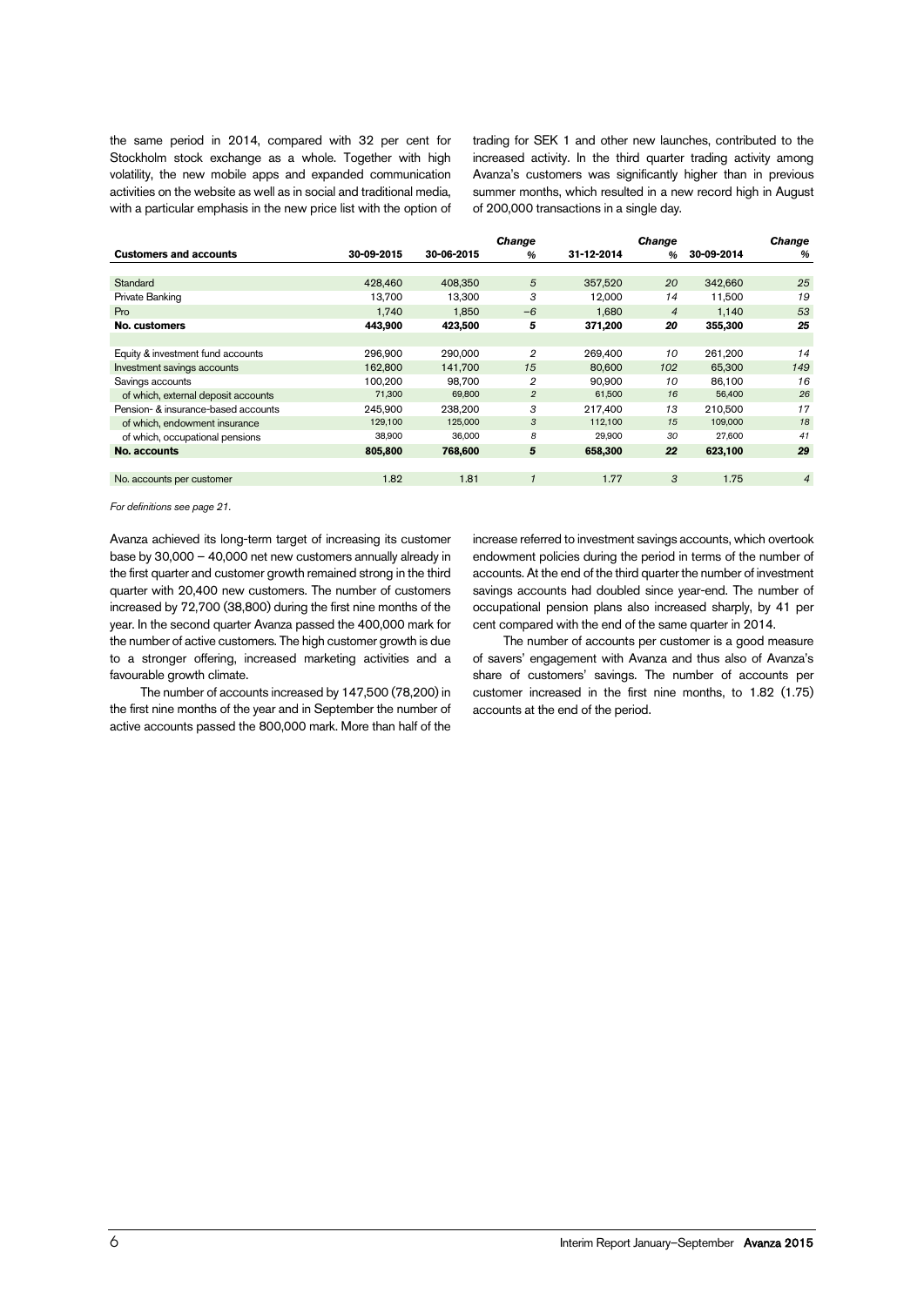the same period in 2014, compared with 32 per cent for Stockholm stock exchange as a whole. Together with high volatility, the new mobile apps and expanded communication activities on the website as well as in social and traditional media, with a particular emphasis in the new price list with the option of trading for SEK 1 and other new launches, contributed to the increased activity. In the third quarter trading activity among Avanza's customers was significantly higher than in previous summer months, which resulted in a new record high in August of 200,000 transactions in a single day.

| Customers and accounts | 30-09-2015 | 30-06-2015 | *Change %* | 31-12-2014 | *Change %* | 30-09-2014 | *Change %* |
|---|---|---|---|---|---|---|---|
| Standard | 428,460 | 408,350 | *5* | 357,520 | *20* | 342,660 | *25* |
| Private Banking | 13,700 | 13,300 | *3* | 12,000 | *14* | 11,500 | *19* |
| Pro | 1,740 | 1,850 | *–6* | 1,680 | *4* | 1,140 | *53* |
| **No. customers** | **443,900** | **423,500** | ***5*** | **371,200** | ***20*** | **355,300** | ***25*** |
| Equity & investment fund accounts | 296,900 | 290,000 | *2* | 269,400 | *10* | 261,200 | *14* |
| Investment savings accounts | 162,800 | 141,700 | *15* | 80,600 | *102* | 65,300 | *149* |
| Savings accounts | 100,200 | 98,700 | *2* | 90,900 | *10* | 86,100 | *16* |
| of which, external deposit accounts | 71,300 | 69,800 | *2* | 61,500 | *16* | 56,400 | *26* |
| Pension- & insurance-based accounts | 245,900 | 238,200 | *3* | 217,400 | *13* | 210,500 | *17* |
| of which, endowment insurance | 129,100 | 125,000 | *3* | 112,100 | *15* | 109,000 | *18* |
| of which, occupational pensions | 38,900 | 36,000 | *8* | 29,900 | *30* | 27,600 | *41* |
| **No. accounts** | **805,800** | **768,600** | ***5*** | **658,300** | ***22*** | **623,100** | ***29*** |
| No. accounts per customer | 1.82 | 1.81 | *1* | 1.77 | *3* | 1.75 | *4* |

*For definitions see page 21.*

Avanza achieved its long-term target of increasing its customer base by 30,000 – 40,000 net new customers annually already in the first quarter and customer growth remained strong in the third quarter with 20,400 new customers. The number of customers increased by 72,700 (38,800) during the first nine months of the year. In the second quarter Avanza passed the 400,000 mark for the number of active customers. The high customer growth is due to a stronger offering, increased marketing activities and a favourable growth climate.

The number of accounts increased by 147,500 (78,200) in the first nine months of the year and in September the number of active accounts passed the 800,000 mark. More than half of the increase referred to investment savings accounts, which overtook endowment policies during the period in terms of the number of accounts. At the end of the third quarter the number of investment savings accounts had doubled since year-end. The number of occupational pension plans also increased sharply, by 41 per cent compared with the end of the same quarter in 2014.

The number of accounts per customer is a good measure of savers' engagement with Avanza and thus also of Avanza's share of customers' savings. The number of accounts per customer increased in the first nine months, to 1.82 (1.75) accounts at the end of the period.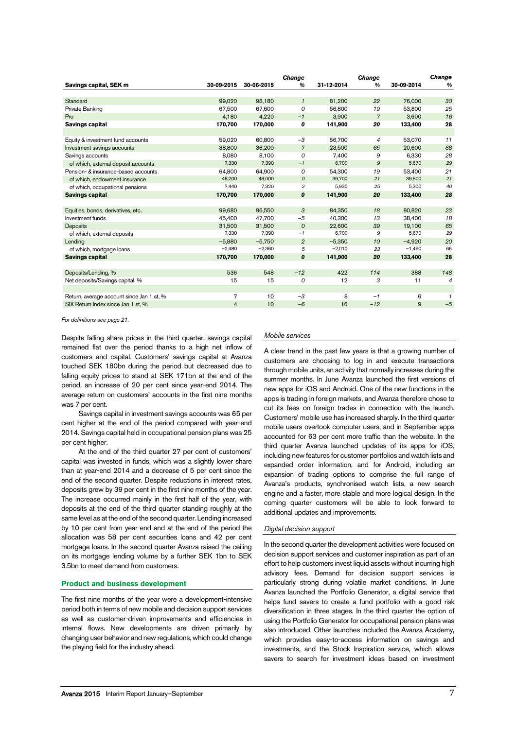| Savings capital, SEK m | 30-09-2015 | 30-06-2015 | Change % | 31-12-2014 | Change % | 30-09-2014 | Change % |
|---|---|---|---|---|---|---|---|
| Standard | 99,020 | 98,180 | 1 | 81,200 | 22 | 76,000 | 30 |
| Private Banking | 67,500 | 67,600 | 0 | 56,800 | 19 | 53,800 | 25 |
| Pro | 4,180 | 4,220 | −1 | 3,900 | 7 | 3,600 | 16 |
| **Savings capital** | **170,700** | **170,000** | **0** | **141,900** | **20** | **133,400** | **28** |
| | | | | | | | |
| Equity & investment fund accounts | 59,020 | 60,800 | −3 | 56,700 | 4 | 53,070 | 11 |
| Investment savings accounts | 38,800 | 36,200 | 7 | 23,500 | 65 | 20,600 | 88 |
| Savings accounts | 8,080 | 8,100 | 0 | 7,400 | 9 | 6,330 | 28 |
| of which, external deposit accounts | 7,330 | 7,390 | −1 | 6,700 | 9 | 5,670 | 29 |
| Pension- & insurance-based accounts | 64,800 | 64,900 | 0 | 54,300 | 19 | 53,400 | 21 |
| of which, endowment insurance | 48,200 | 48,000 | 0 | 39,700 | 21 | 39,800 | 21 |
| of which, occupational pensions | 7,440 | 7,320 | 2 | 5,930 | 25 | 5,300 | 40 |
| **Savings capital** | **170,700** | **170,000** | **0** | **141,900** | **20** | **133,400** | **28** |
| | | | | | | | |
| Equities, bonds, derivatives, etc. | 99,680 | 96,550 | 3 | 84,350 | 18 | 80,820 | 23 |
| Investment funds | 45,400 | 47,700 | −5 | 40,300 | 13 | 38,400 | 18 |
| Deposits | 31,500 | 31,500 | 0 | 22,600 | 39 | 19,100 | 65 |
| of which, external deposits | 7,330 | 7,390 | −1 | 6,700 | 9 | 5,670 | 29 |
| Lending | −5,880 | −5,750 | 2 | −5,350 | 10 | −4,920 | 20 |
| of which, mortgage loans | −2,480 | −2,360 | 5 | −2,010 | 23 | −1,490 | 66 |
| **Savings capital** | **170,700** | **170,000** | **0** | **141,900** | **20** | **133,400** | **28** |
| | | | | | | | |
| Deposits/Lending, % | 536 | 548 | −12 | 422 | 114 | 388 | 148 |
| Net deposits/Savings capital, % | 15 | 15 | 0 | 12 | 3 | 11 | 4 |
| | | | | | | | |
| Return, average account since Jan 1 st, % | 7 | 10 | −3 | 8 | −1 | 6 | 1 |
| SIX Return Index since Jan 1 st, % | 4 | 10 | −6 | 16 | −12 | 9 | −5 |

*For definitions see page 21.*

Despite falling share prices in the third quarter, savings capital remained flat over the period thanks to a high net inflow of customers and capital. Customers' savings capital at Avanza touched SEK 180bn during the period but decreased due to falling equity prices to stand at SEK 171bn at the end of the period, an increase of 20 per cent since year-end 2014. The average return on customers' accounts in the first nine months was 7 per cent.

Savings capital in investment savings accounts was 65 per cent higher at the end of the period compared with year-end 2014. Savings capital held in occupational pension plans was 25 per cent higher.

At the end of the third quarter 27 per cent of customers' capital was invested in funds, which was a slightly lower share than at year-end 2014 and a decrease of 5 per cent since the end of the second quarter. Despite reductions in interest rates, deposits grew by 39 per cent in the first nine months of the year. The increase occurred mainly in the first half of the year, with deposits at the end of the third quarter standing roughly at the same level as at the end of the second quarter. Lending increased by 10 per cent from year-end and at the end of the period the allocation was 58 per cent securities loans and 42 per cent mortgage loans. In the second quarter Avanza raised the ceiling on its mortgage lending volume by a further SEK 1bn to SEK 3.5bn to meet demand from customers.

## Product and business development

The first nine months of the year were a development-intensive period both in terms of new mobile and decision support services as well as customer-driven improvements and efficiencies in internal flows. New developments are driven primarily by changing user behavior and new regulations, which could change the playing field for the industry ahead.

### *Mobile services*

A clear trend in the past few years is that a growing number of customers are choosing to log in and execute transactions through mobile units, an activity that normally increases during the summer months. In June Avanza launched the first versions of new apps for iOS and Android. One of the new functions in the apps is trading in foreign markets, and Avanza therefore chose to cut its fees on foreign trades in connection with the launch. Customers' mobile use has increased sharply. In the third quarter mobile users overtook computer users, and in September apps accounted for 63 per cent more traffic than the website. In the third quarter Avanza launched updates of its apps for iOS, including new features for customer portfolios and watch lists and expanded order information, and for Android, including an expansion of trading options to comprise the full range of Avanza's products, synchronised watch lists, a new search engine and a faster, more stable and more logical design. In the coming quarter customers will be able to look forward to additional updates and improvements.

### *Digital decision support*

In the second quarter the development activities were focused on decision support services and customer inspiration as part of an effort to help customers invest liquid assets without incurring high advisory fees. Demand for decision support services is particularly strong during volatile market conditions. In June Avanza launched the Portfolio Generator, a digital service that helps fund savers to create a fund portfolio with a good risk diversification in three stages. In the third quarter the option of using the Portfolio Generator for occupational pension plans was also introduced. Other launches included the Avanza Academy, which provides easy-to-access information on savings and investments, and the Stock Inspiration service, which allows savers to search for investment ideas based on investment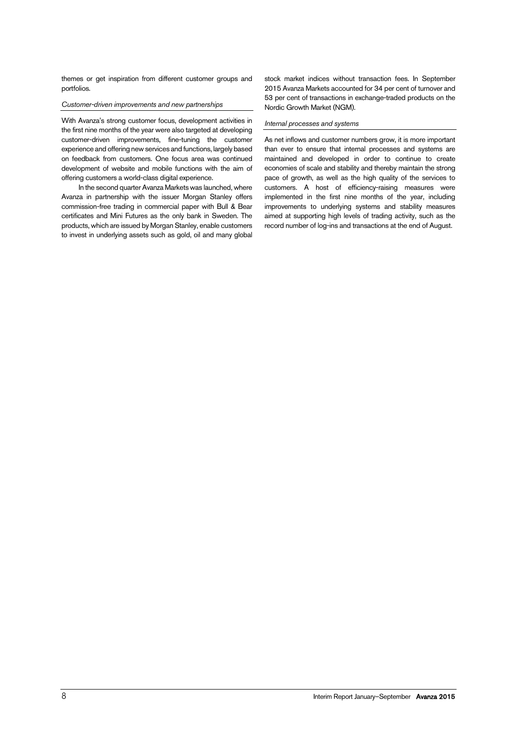themes or get inspiration from different customer groups and portfolios.

*Customer-driven improvements and new partnerships*

With Avanza's strong customer focus, development activities in the first nine months of the year were also targeted at developing customer-driven improvements, fine-tuning the customer experience and offering new services and functions, largely based on feedback from customers. One focus area was continued development of website and mobile functions with the aim of offering customers a world-class digital experience.

In the second quarter Avanza Markets was launched, where Avanza in partnership with the issuer Morgan Stanley offers commission-free trading in commercial paper with Bull & Bear certificates and Mini Futures as the only bank in Sweden. The products, which are issued by Morgan Stanley, enable customers to invest in underlying assets such as gold, oil and many global stock market indices without transaction fees. In September 2015 Avanza Markets accounted for 34 per cent of turnover and 53 per cent of transactions in exchange-traded products on the Nordic Growth Market (NGM).

*Internal processes and systems*

As net inflows and customer numbers grow, it is more important than ever to ensure that internal processes and systems are maintained and developed in order to continue to create economies of scale and stability and thereby maintain the strong pace of growth, as well as the high quality of the services to customers. A host of efficiency-raising measures were implemented in the first nine months of the year, including improvements to underlying systems and stability measures aimed at supporting high levels of trading activity, such as the record number of log-ins and transactions at the end of August.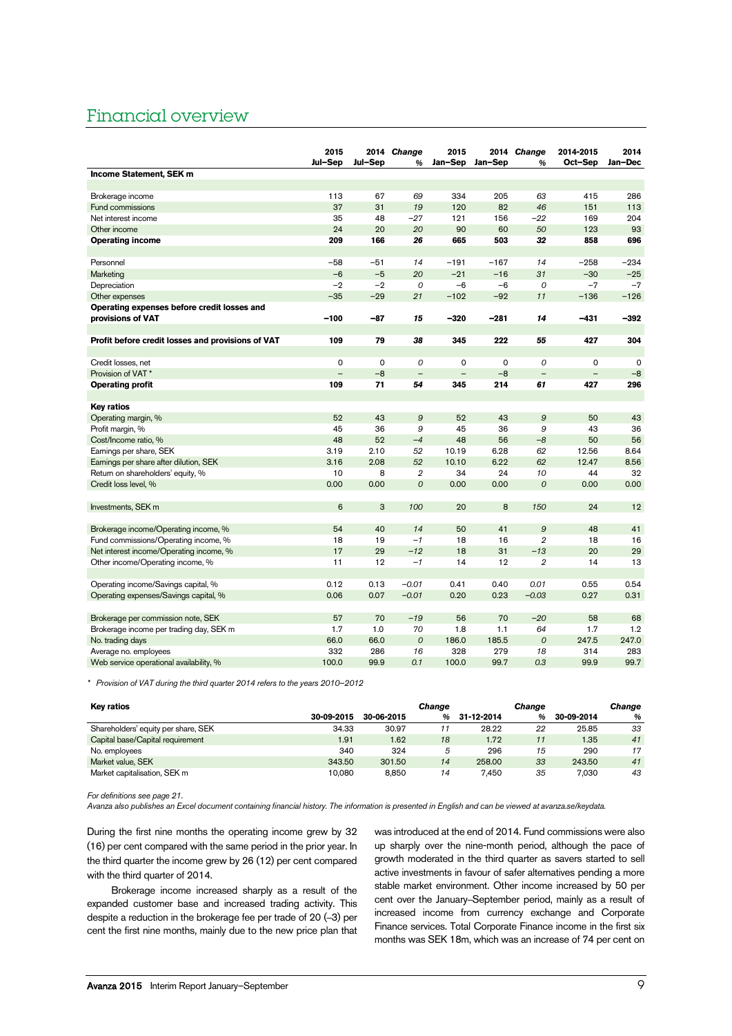# Financial overview

| | 2015 Jul–Sep | 2014 Jul–Sep | *Change %* | 2015 Jan–Sep | 2014 Jan–Sep | *Change %* | 2014-2015 Oct–Sep | 2014 Jan–Dec |
|---|---|---|---|---|---|---|---|---|
| **Income Statement, SEK m** | | | | | | | | |
| Brokerage income | 113 | 67 | *69* | 334 | 205 | *63* | 415 | 286 |
| Fund commissions | 37 | 31 | *19* | 120 | 82 | *46* | 151 | 113 |
| Net interest income | 35 | 48 | *–27* | 121 | 156 | *–22* | 169 | 204 |
| Other income | 24 | 20 | *20* | 90 | 60 | *50* | 123 | 93 |
| **Operating income** | **209** | **166** | ***26*** | **665** | **503** | ***32*** | **858** | **696** |
| Personnel | –58 | –51 | *14* | –191 | –167 | *14* | –258 | –234 |
| Marketing | –6 | –5 | *20* | –21 | –16 | *31* | –30 | –25 |
| Depreciation | –2 | –2 | *0* | –6 | –6 | *0* | –7 | –7 |
| Other expenses | –35 | –29 | *21* | –102 | –92 | *11* | –136 | –126 |
| **Operating expenses before credit losses and provisions of VAT** | **–100** | **–87** | ***15*** | **–320** | **–281** | ***14*** | **–431** | **–392** |
| **Profit before credit losses and provisions of VAT** | **109** | **79** | ***38*** | **345** | **222** | ***55*** | **427** | **304** |
| Credit losses, net | 0 | 0 | *0* | 0 | 0 | *0* | 0 | 0 |
| Provision of VAT * | – | –8 | *–* | – | –8 | *–* | – | –8 |
| **Operating profit** | **109** | **71** | ***54*** | **345** | **214** | ***61*** | **427** | **296** |
| **Key ratios** | | | | | | | | |
| Operating margin, % | 52 | 43 | *9* | 52 | 43 | *9* | 50 | 43 |
| Profit margin, % | 45 | 36 | *9* | 45 | 36 | *9* | 43 | 36 |
| Cost/Income ratio, % | 48 | 52 | *–4* | 48 | 56 | *–8* | 50 | 56 |
| Earnings per share, SEK | 3.19 | 2.10 | *52* | 10.19 | 6.28 | *62* | 12.56 | 8.64 |
| Earnings per share after dilution, SEK | 3.16 | 2.08 | *52* | 10.10 | 6.22 | *62* | 12.47 | 8.56 |
| Return on shareholders' equity, % | 10 | 8 | *2* | 34 | 24 | *10* | 44 | 32 |
| Credit loss level, % | 0.00 | 0.00 | *0* | 0.00 | 0.00 | *0* | 0.00 | 0.00 |
| Investments, SEK m | 6 | 3 | *100* | 20 | 8 | *150* | 24 | 12 |
| Brokerage income/Operating income, % | 54 | 40 | *14* | 50 | 41 | *9* | 48 | 41 |
| Fund commissions/Operating income, % | 18 | 19 | *–1* | 18 | 16 | *2* | 18 | 16 |
| Net interest income/Operating income, % | 17 | 29 | *–12* | 18 | 31 | *–13* | 20 | 29 |
| Other income/Operating income, % | 11 | 12 | *–1* | 14 | 12 | *2* | 14 | 13 |
| Operating income/Savings capital, % | 0.12 | 0.13 | *–0.01* | 0.41 | 0.40 | *0.01* | 0.55 | 0.54 |
| Operating expenses/Savings capital, % | 0.06 | 0.07 | *–0.01* | 0.20 | 0.23 | *–0.03* | 0.27 | 0.31 |
| Brokerage per commission note, SEK | 57 | 70 | *–19* | 56 | 70 | *–20* | 58 | 68 |
| Brokerage income per trading day, SEK m | 1.7 | 1.0 | *70* | 1.8 | 1.1 | *64* | 1.7 | 1.2 |
| No. trading days | 66.0 | 66.0 | *0* | 186.0 | 185.5 | *0* | 247.5 | 247.0 |
| Average no. employees | 332 | 286 | *16* | 328 | 279 | *18* | 314 | 283 |
| Web service operational availability, % | 100.0 | 99.9 | *0.1* | 100.0 | 99.7 | *0.3* | 99.9 | 99.7 |

\* *Provision of VAT during the third quarter 2014 refers to the years 2010–2012*

| **Key ratios** | 30-09-2015 | 30-06-2015 | *Change %* | 31-12-2014 | *Change %* | 30-09-2014 | *Change %* |
|---|---|---|---|---|---|---|---|
| Shareholders' equity per share, SEK | 34.33 | 30.97 | *11* | 28.22 | *22* | 25.85 | *33* |
| Capital base/Capital requirement | 1.91 | 1.62 | *18* | 1.72 | *11* | 1.35 | *41* |
| No. employees | 340 | 324 | *5* | 296 | *15* | 290 | *17* |
| Market value, SEK | 343.50 | 301.50 | *14* | 258.00 | *33* | 243.50 | *41* |
| Market capitalisation, SEK m | 10,080 | 8,850 | *14* | 7,450 | *35* | 7,030 | *43* |

*For definitions see page 21.*
*Avanza also publishes an Excel document containing financial history. The information is presented in English and can be viewed at avanza.se/keydata.*

During the first nine months the operating income grew by 32 (16) per cent compared with the same period in the prior year. In the third quarter the income grew by 26 (12) per cent compared with the third quarter of 2014.

Brokerage income increased sharply as a result of the expanded customer base and increased trading activity. This despite a reduction in the brokerage fee per trade of 20 (–3) per cent the first nine months, mainly due to the new price plan that was introduced at the end of 2014. Fund commissions were also up sharply over the nine-month period, although the pace of growth moderated in the third quarter as savers started to sell active investments in favour of safer alternatives pending a more stable market environment. Other income increased by 50 per cent over the January–September period, mainly as a result of increased income from currency exchange and Corporate Finance services. Total Corporate Finance income in the first six months was SEK 18m, which was an increase of 74 per cent on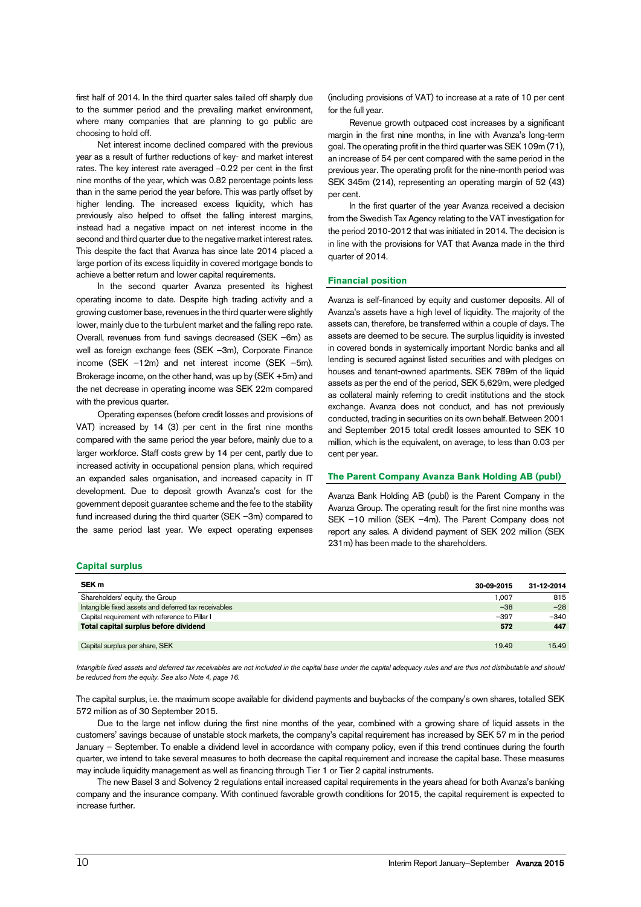first half of 2014. In the third quarter sales tailed off sharply due to the summer period and the prevailing market environment, where many companies that are planning to go public are choosing to hold off.

Net interest income declined compared with the previous year as a result of further reductions of key- and market interest rates. The key interest rate averaged –0.22 per cent in the first nine months of the year, which was 0.82 percentage points less than in the same period the year before. This was partly offset by higher lending. The increased excess liquidity, which has previously also helped to offset the falling interest margins, instead had a negative impact on net interest income in the second and third quarter due to the negative market interest rates. This despite the fact that Avanza has since late 2014 placed a large portion of its excess liquidity in covered mortgage bonds to achieve a better return and lower capital requirements.

In the second quarter Avanza presented its highest operating income to date. Despite high trading activity and a growing customer base, revenues in the third quarter were slightly lower, mainly due to the turbulent market and the falling repo rate. Overall, revenues from fund savings decreased (SEK –6m) as well as foreign exchange fees (SEK –3m), Corporate Finance income (SEK –12m) and net interest income (SEK –5m). Brokerage income, on the other hand, was up by (SEK +5m) and the net decrease in operating income was SEK 22m compared with the previous quarter.

Operating expenses (before credit losses and provisions of VAT) increased by 14 (3) per cent in the first nine months compared with the same period the year before, mainly due to a larger workforce. Staff costs grew by 14 per cent, partly due to increased activity in occupational pension plans, which required an expanded sales organisation, and increased capacity in IT development. Due to deposit growth Avanza's cost for the government deposit guarantee scheme and the fee to the stability fund increased during the third quarter (SEK –3m) compared to the same period last year. We expect operating expenses (including provisions of VAT) to increase at a rate of 10 per cent for the full year.

Revenue growth outpaced cost increases by a significant margin in the first nine months, in line with Avanza's long-term goal. The operating profit in the third quarter was SEK 109m (71), an increase of 54 per cent compared with the same period in the previous year. The operating profit for the nine-month period was SEK 345m (214), representing an operating margin of 52 (43) per cent.

In the first quarter of the year Avanza received a decision from the Swedish Tax Agency relating to the VAT investigation for the period 2010-2012 that was initiated in 2014. The decision is in line with the provisions for VAT that Avanza made in the third quarter of 2014.

## Financial position

Avanza is self-financed by equity and customer deposits. All of Avanza's assets have a high level of liquidity. The majority of the assets can, therefore, be transferred within a couple of days. The assets are deemed to be secure. The surplus liquidity is invested in covered bonds in systemically important Nordic banks and all lending is secured against listed securities and with pledges on houses and tenant-owned apartments. SEK 789m of the liquid assets as per the end of the period, SEK 5,629m, were pledged as collateral mainly referring to credit institutions and the stock exchange. Avanza does not conduct, and has not previously conducted, trading in securities on its own behalf. Between 2001 and September 2015 total credit losses amounted to SEK 10 million, which is the equivalent, on average, to less than 0.03 per cent per year.

## The Parent Company Avanza Bank Holding AB (publ)

Avanza Bank Holding AB (publ) is the Parent Company in the Avanza Group. The operating result for the first nine months was SEK –10 million (SEK –4m). The Parent Company does not report any sales. A dividend payment of SEK 202 million (SEK 231m) has been made to the shareholders.

## Capital surplus

| SEK m | 30-09-2015 | 31-12-2014 |
|---|---|---|
| Shareholders' equity, the Group | 1,007 | 815 |
| Intangible fixed assets and deferred tax receivables | –38 | –28 |
| Capital requirement with reference to Pillar I | –397 | –340 |
| **Total capital surplus before dividend** | **572** | **447** |
| | | |
| Capital surplus per share, SEK | 19.49 | 15.49 |

*Intangible fixed assets and deferred tax receivables are not included in the capital base under the capital adequacy rules and are thus not distributable and should be reduced from the equity. See also Note 4, page 16.*

The capital surplus, i.e. the maximum scope available for dividend payments and buybacks of the company's own shares, totalled SEK 572 million as of 30 September 2015.

Due to the large net inflow during the first nine months of the year, combined with a growing share of liquid assets in the customers' savings because of unstable stock markets, the company's capital requirement has increased by SEK 57 m in the period January – September. To enable a dividend level in accordance with company policy, even if this trend continues during the fourth quarter, we intend to take several measures to both decrease the capital requirement and increase the capital base. These measures may include liquidity management as well as financing through Tier 1 or Tier 2 capital instruments.

The new Basel 3 and Solvency 2 regulations entail increased capital requirements in the years ahead for both Avanza's banking company and the insurance company. With continued favorable growth conditions for 2015, the capital requirement is expected to increase further.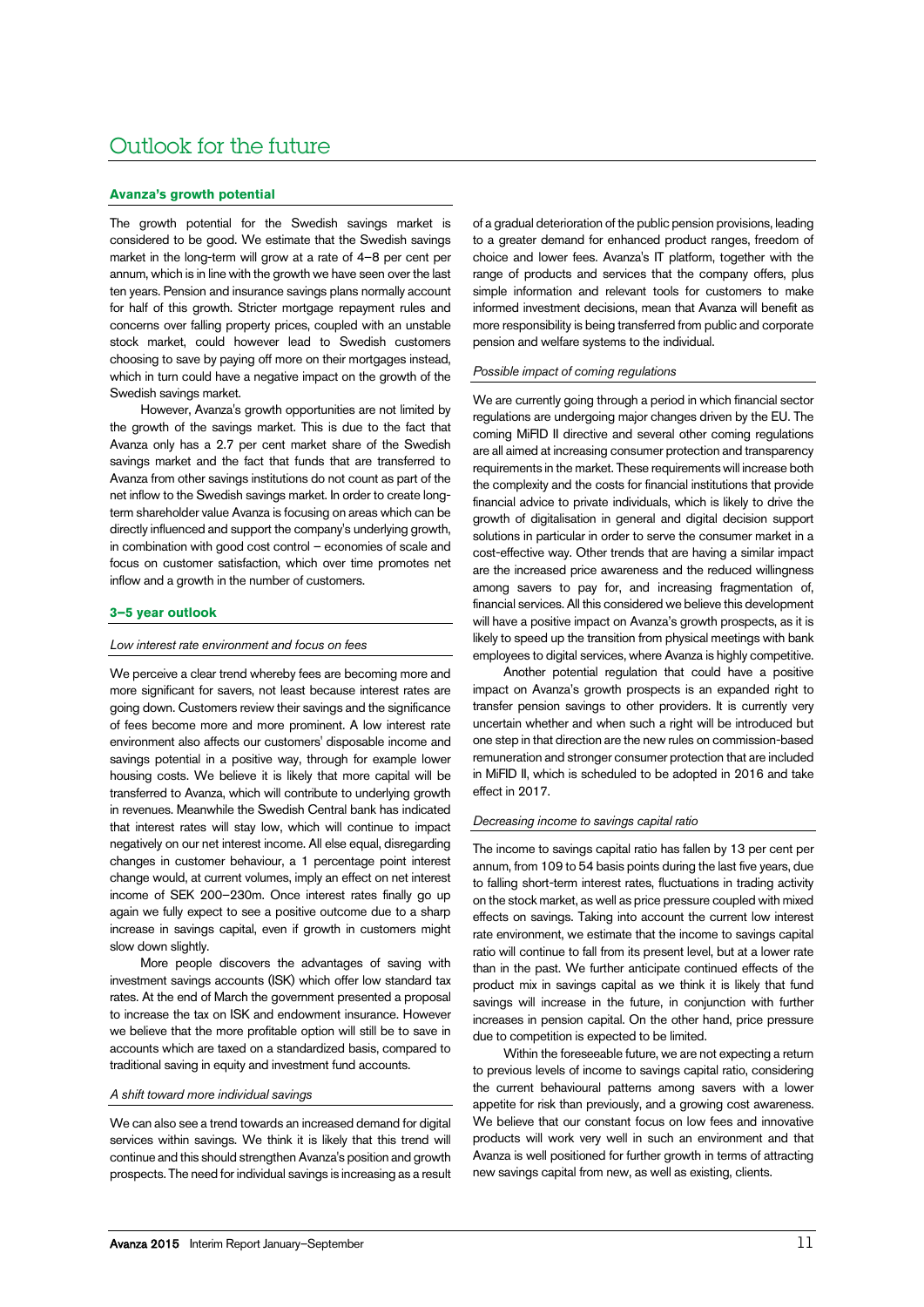# Outlook for the future

## Avanza's growth potential

The growth potential for the Swedish savings market is considered to be good. We estimate that the Swedish savings market in the long-term will grow at a rate of 4–8 per cent per annum, which is in line with the growth we have seen over the last ten years. Pension and insurance savings plans normally account for half of this growth. Stricter mortgage repayment rules and concerns over falling property prices, coupled with an unstable stock market, could however lead to Swedish customers choosing to save by paying off more on their mortgages instead, which in turn could have a negative impact on the growth of the Swedish savings market.

However, Avanza's growth opportunities are not limited by the growth of the savings market. This is due to the fact that Avanza only has a 2.7 per cent market share of the Swedish savings market and the fact that funds that are transferred to Avanza from other savings institutions do not count as part of the net inflow to the Swedish savings market. In order to create long-term shareholder value Avanza is focusing on areas which can be directly influenced and support the company's underlying growth, in combination with good cost control – economies of scale and focus on customer satisfaction, which over time promotes net inflow and a growth in the number of customers.

## 3–5 year outlook

### *Low interest rate environment and focus on fees*

We perceive a clear trend whereby fees are becoming more and more significant for savers, not least because interest rates are going down. Customers review their savings and the significance of fees become more and more prominent. A low interest rate environment also affects our customers' disposable income and savings potential in a positive way, through for example lower housing costs. We believe it is likely that more capital will be transferred to Avanza, which will contribute to underlying growth in revenues. Meanwhile the Swedish Central bank has indicated that interest rates will stay low, which will continue to impact negatively on our net interest income. All else equal, disregarding changes in customer behaviour, a 1 percentage point interest change would, at current volumes, imply an effect on net interest income of SEK 200–230m. Once interest rates finally go up again we fully expect to see a positive outcome due to a sharp increase in savings capital, even if growth in customers might slow down slightly.

More people discovers the advantages of saving with investment savings accounts (ISK) which offer low standard tax rates. At the end of March the government presented a proposal to increase the tax on ISK and endowment insurance. However we believe that the more profitable option will still be to save in accounts which are taxed on a standardized basis, compared to traditional saving in equity and investment fund accounts.

### *A shift toward more individual savings*

We can also see a trend towards an increased demand for digital services within savings. We think it is likely that this trend will continue and this should strengthen Avanza's position and growth prospects. The need for individual savings is increasing as a result of a gradual deterioration of the public pension provisions, leading to a greater demand for enhanced product ranges, freedom of choice and lower fees. Avanza's IT platform, together with the range of products and services that the company offers, plus simple information and relevant tools for customers to make informed investment decisions, mean that Avanza will benefit as more responsibility is being transferred from public and corporate pension and welfare systems to the individual.

### *Possible impact of coming regulations*

We are currently going through a period in which financial sector regulations are undergoing major changes driven by the EU. The coming MiFID II directive and several other coming regulations are all aimed at increasing consumer protection and transparency requirements in the market. These requirements will increase both the complexity and the costs for financial institutions that provide financial advice to private individuals, which is likely to drive the growth of digitalisation in general and digital decision support solutions in particular in order to serve the consumer market in a cost-effective way. Other trends that are having a similar impact are the increased price awareness and the reduced willingness among savers to pay for, and increasing fragmentation of, financial services. All this considered we believe this development will have a positive impact on Avanza's growth prospects, as it is likely to speed up the transition from physical meetings with bank employees to digital services, where Avanza is highly competitive.

Another potential regulation that could have a positive impact on Avanza's growth prospects is an expanded right to transfer pension savings to other providers. It is currently very uncertain whether and when such a right will be introduced but one step in that direction are the new rules on commission-based remuneration and stronger consumer protection that are included in MiFID II, which is scheduled to be adopted in 2016 and take effect in 2017.

### *Decreasing income to savings capital ratio*

The income to savings capital ratio has fallen by 13 per cent per annum, from 109 to 54 basis points during the last five years, due to falling short-term interest rates, fluctuations in trading activity on the stock market, as well as price pressure coupled with mixed effects on savings. Taking into account the current low interest rate environment, we estimate that the income to savings capital ratio will continue to fall from its present level, but at a lower rate than in the past. We further anticipate continued effects of the product mix in savings capital as we think it is likely that fund savings will increase in the future, in conjunction with further increases in pension capital. On the other hand, price pressure due to competition is expected to be limited.

Within the foreseeable future, we are not expecting a return to previous levels of income to savings capital ratio, considering the current behavioural patterns among savers with a lower appetite for risk than previously, and a growing cost awareness. We believe that our constant focus on low fees and innovative products will work very well in such an environment and that Avanza is well positioned for further growth in terms of attracting new savings capital from new, as well as existing, clients.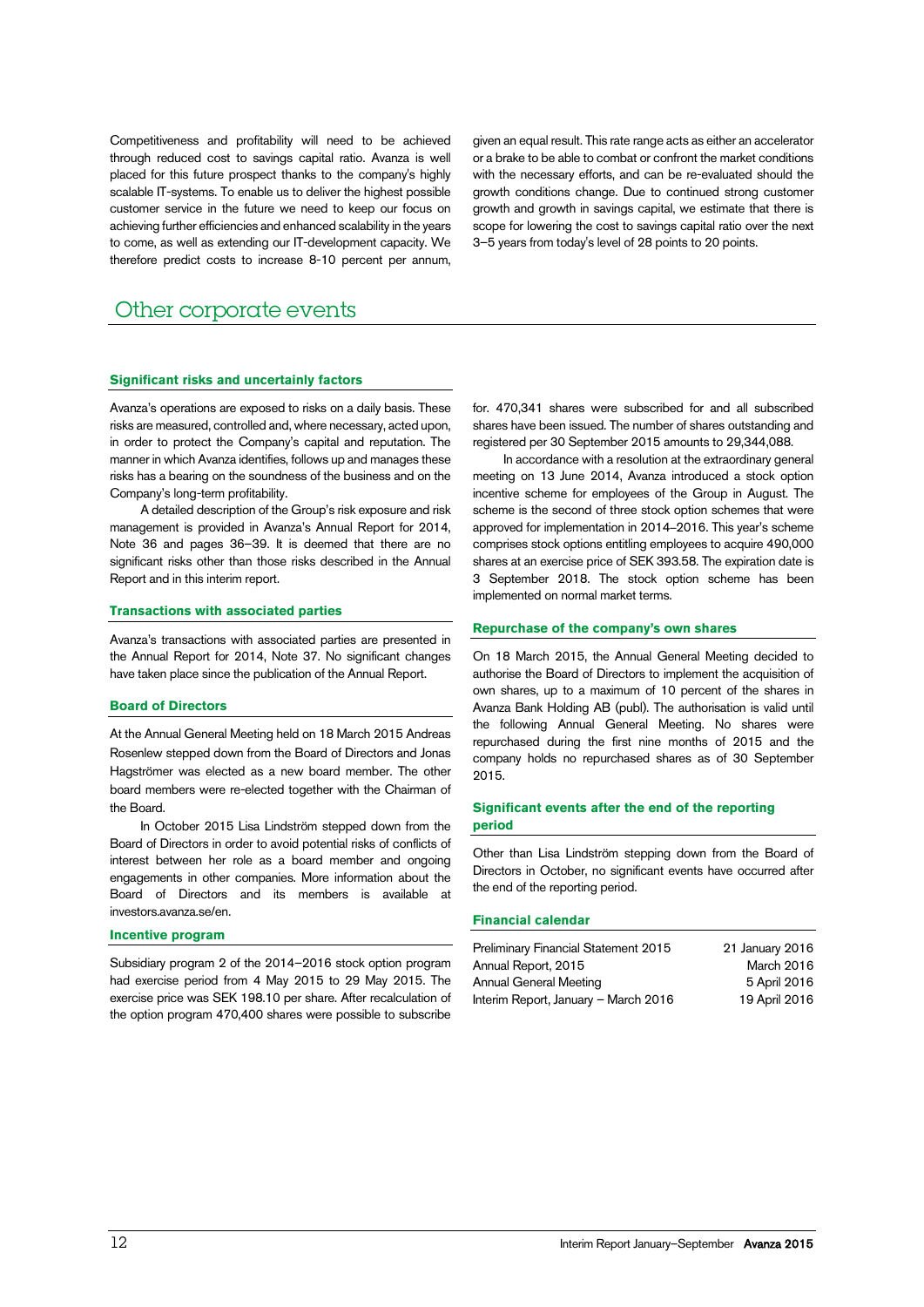Competitiveness and profitability will need to be achieved through reduced cost to savings capital ratio. Avanza is well placed for this future prospect thanks to the company's highly scalable IT-systems. To enable us to deliver the highest possible customer service in the future we need to keep our focus on achieving further efficiencies and enhanced scalability in the years to come, as well as extending our IT-development capacity. We therefore predict costs to increase 8-10 percent per annum, given an equal result. This rate range acts as either an accelerator or a brake to be able to combat or confront the market conditions with the necessary efforts, and can be re-evaluated should the growth conditions change. Due to continued strong customer growth and growth in savings capital, we estimate that there is scope for lowering the cost to savings capital ratio over the next 3–5 years from today's level of 28 points to 20 points.

# Other corporate events

### Significant risks and uncertainly factors

Avanza's operations are exposed to risks on a daily basis. These risks are measured, controlled and, where necessary, acted upon, in order to protect the Company's capital and reputation. The manner in which Avanza identifies, follows up and manages these risks has a bearing on the soundness of the business and on the Company's long-term profitability.

A detailed description of the Group's risk exposure and risk management is provided in Avanza's Annual Report for 2014, Note 36 and pages 36–39. It is deemed that there are no significant risks other than those risks described in the Annual Report and in this interim report.

### Transactions with associated parties

Avanza's transactions with associated parties are presented in the Annual Report for 2014, Note 37. No significant changes have taken place since the publication of the Annual Report.

### Board of Directors

At the Annual General Meeting held on 18 March 2015 Andreas Rosenlew stepped down from the Board of Directors and Jonas Hagströmer was elected as a new board member. The other board members were re-elected together with the Chairman of the Board.

In October 2015 Lisa Lindström stepped down from the Board of Directors in order to avoid potential risks of conflicts of interest between her role as a board member and ongoing engagements in other companies. More information about the Board of Directors and its members is available at investors.avanza.se/en.

### Incentive program

Subsidiary program 2 of the 2014–2016 stock option program had exercise period from 4 May 2015 to 29 May 2015. The exercise price was SEK 198.10 per share. After recalculation of the option program 470,400 shares were possible to subscribe for. 470,341 shares were subscribed for and all subscribed shares have been issued. The number of shares outstanding and registered per 30 September 2015 amounts to 29,344,088.

In accordance with a resolution at the extraordinary general meeting on 13 June 2014, Avanza introduced a stock option incentive scheme for employees of the Group in August. The scheme is the second of three stock option schemes that were approved for implementation in 2014–2016. This year's scheme comprises stock options entitling employees to acquire 490,000 shares at an exercise price of SEK 393.58. The expiration date is 3 September 2018. The stock option scheme has been implemented on normal market terms.

### Repurchase of the company's own shares

On 18 March 2015, the Annual General Meeting decided to authorise the Board of Directors to implement the acquisition of own shares, up to a maximum of 10 percent of the shares in Avanza Bank Holding AB (publ). The authorisation is valid until the following Annual General Meeting. No shares were repurchased during the first nine months of 2015 and the company holds no repurchased shares as of 30 September 2015.

### Significant events after the end of the reporting period

Other than Lisa Lindström stepping down from the Board of Directors in October, no significant events have occurred after the end of the reporting period.

### Financial calendar

| | |
|---|---|
| Preliminary Financial Statement 2015 | 21 January 2016 |
| Annual Report, 2015 | March 2016 |
| Annual General Meeting | 5 April 2016 |
| Interim Report, January – March 2016 | 19 April 2016 |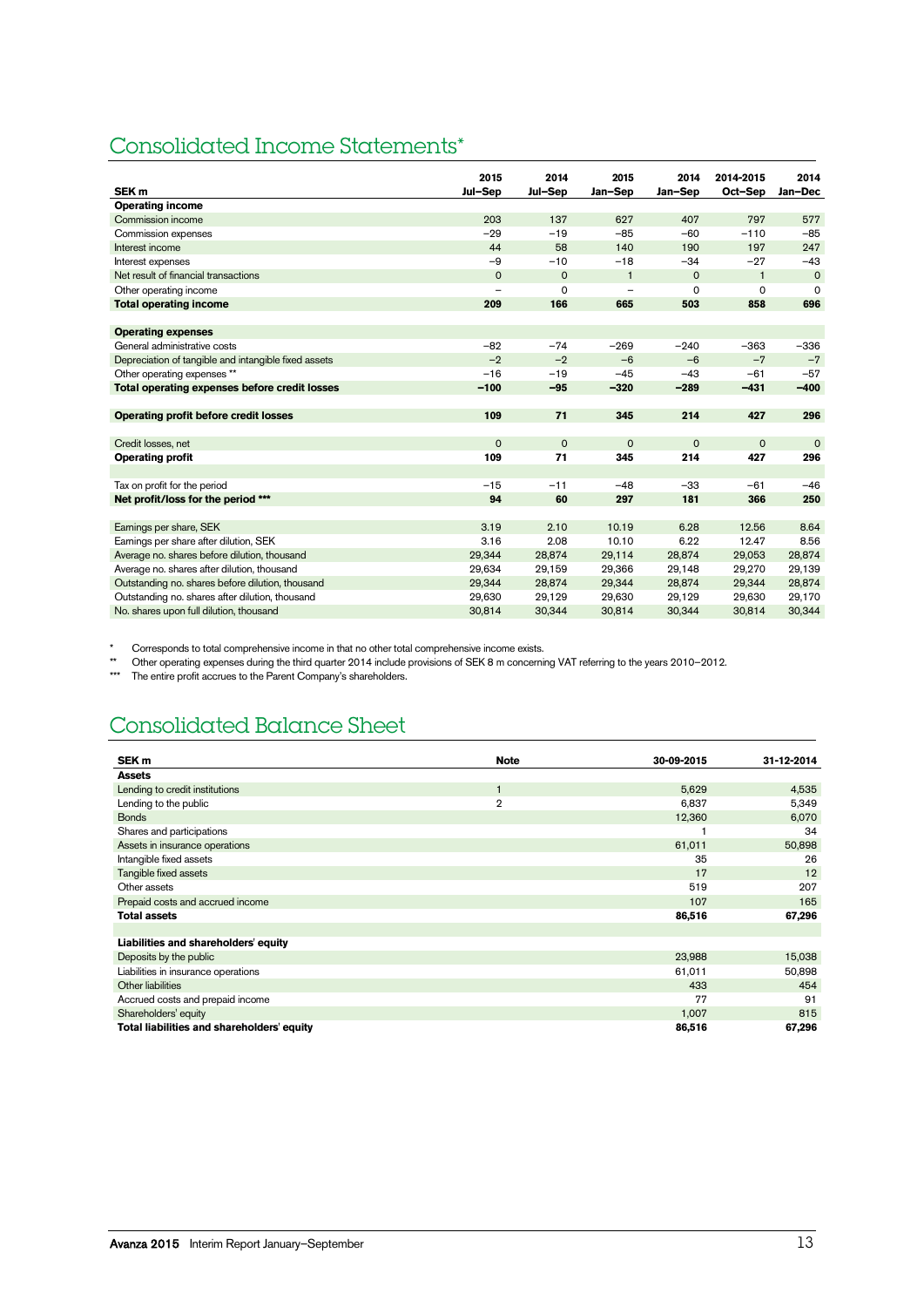# Consolidated Income Statements*

| SEK m | 2015 Jul–Sep | 2014 Jul–Sep | 2015 Jan–Sep | 2014 Jan–Sep | 2014-2015 Oct–Sep | 2014 Jan–Dec |
|---|---|---|---|---|---|---|
| **Operating income** | | | | | | |
| Commission income | 203 | 137 | 627 | 407 | 797 | 577 |
| Commission expenses | –29 | –19 | –85 | –60 | –110 | –85 |
| Interest income | 44 | 58 | 140 | 190 | 197 | 247 |
| Interest expenses | –9 | –10 | –18 | –34 | –27 | –43 |
| Net result of financial transactions | 0 | 0 | 1 | 0 | 1 | 0 |
| Other operating income | – | 0 | – | 0 | 0 | 0 |
| **Total operating income** | **209** | **166** | **665** | **503** | **858** | **696** |
| | | | | | | |
| **Operating expenses** | | | | | | |
| General administrative costs | –82 | –74 | –269 | –240 | –363 | –336 |
| Depreciation of tangible and intangible fixed assets | –2 | –2 | –6 | –6 | –7 | –7 |
| Other operating expenses ** | –16 | –19 | –45 | –43 | –61 | –57 |
| **Total operating expenses before credit losses** | **–100** | **–95** | **–320** | **–289** | **–431** | **–400** |
| | | | | | | |
| **Operating profit before credit losses** | **109** | **71** | **345** | **214** | **427** | **296** |
| | | | | | | |
| Credit losses, net | 0 | 0 | 0 | 0 | 0 | 0 |
| **Operating profit** | **109** | **71** | **345** | **214** | **427** | **296** |
| | | | | | | |
| Tax on profit for the period | –15 | –11 | –48 | –33 | –61 | –46 |
| **Net profit/loss for the period *** ** | **94** | **60** | **297** | **181** | **366** | **250** |
| | | | | | | |
| Earnings per share, SEK | 3.19 | 2.10 | 10.19 | 6.28 | 12.56 | 8.64 |
| Earnings per share after dilution, SEK | 3.16 | 2.08 | 10.10 | 6.22 | 12.47 | 8.56 |
| Average no. shares before dilution, thousand | 29,344 | 28,874 | 29,114 | 28,874 | 29,053 | 28,874 |
| Average no. shares after dilution, thousand | 29,634 | 29,159 | 29,366 | 29,148 | 29,270 | 29,139 |
| Outstanding no. shares before dilution, thousand | 29,344 | 28,874 | 29,344 | 28,874 | 29,344 | 28,874 |
| Outstanding no. shares after dilution, thousand | 29,630 | 29,129 | 29,630 | 29,129 | 29,630 | 29,170 |
| No. shares upon full dilution, thousand | 30,814 | 30,344 | 30,814 | 30,344 | 30,814 | 30,344 |

\* Corresponds to total comprehensive income in that no other total comprehensive income exists.

** Other operating expenses during the third quarter 2014 include provisions of SEK 8 m concerning VAT referring to the years 2010–2012.

*** The entire profit accrues to the Parent Company's shareholders.

# Consolidated Balance Sheet

| SEK m | Note | 30-09-2015 | 31-12-2014 |
|---|---|---|---|
| **Assets** | | | |
| Lending to credit institutions | 1 | 5,629 | 4,535 |
| Lending to the public | 2 | 6,837 | 5,349 |
| Bonds | | 12,360 | 6,070 |
| Shares and participations | | 1 | 34 |
| Assets in insurance operations | | 61,011 | 50,898 |
| Intangible fixed assets | | 35 | 26 |
| Tangible fixed assets | | 17 | 12 |
| Other assets | | 519 | 207 |
| Prepaid costs and accrued income | | 107 | 165 |
| **Total assets** | | **86,516** | **67,296** |
| | | | |
| **Liabilities and shareholders' equity** | | | |
| Deposits by the public | | 23,988 | 15,038 |
| Liabilities in insurance operations | | 61,011 | 50,898 |
| Other liabilities | | 433 | 454 |
| Accrued costs and prepaid income | | 77 | 91 |
| Shareholders' equity | | 1,007 | 815 |
| **Total liabilities and shareholders' equity** | | **86,516** | **67,296** |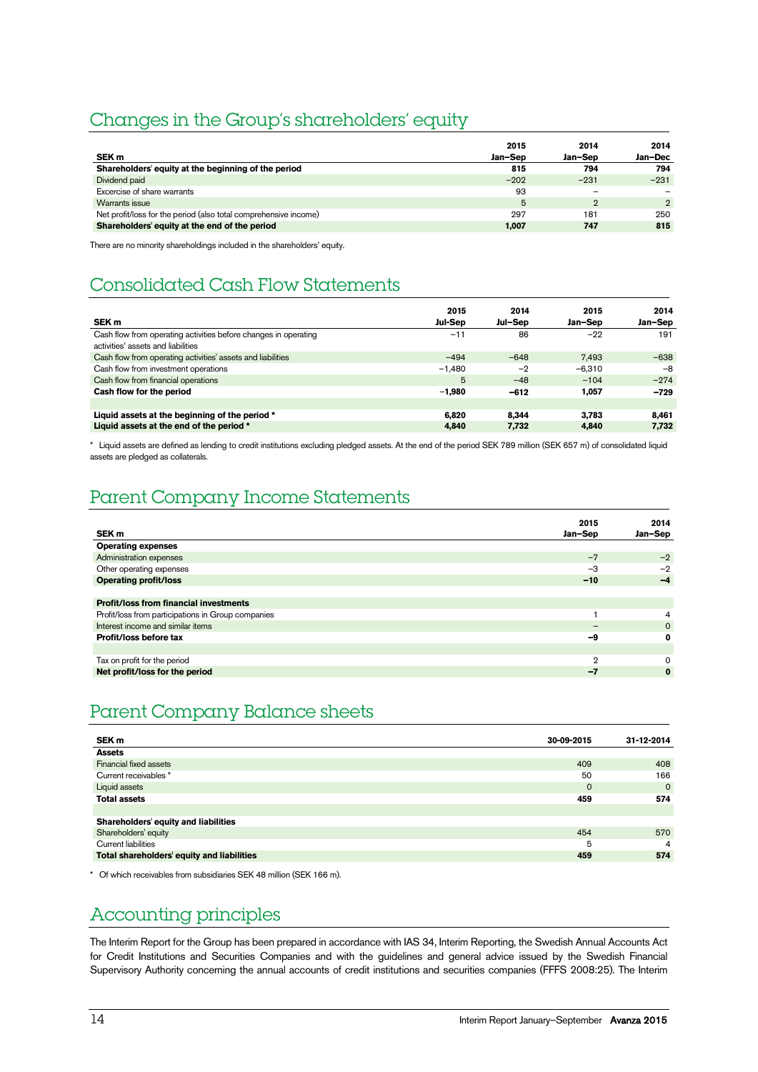## Changes in the Group's shareholders' equity

| SEK m | 2015 Jan–Sep | 2014 Jan–Sep | 2014 Jan–Dec |
|---|---|---|---|
| **Shareholders' equity at the beginning of the period** | **815** | **794** | **794** |
| Dividend paid | −202 | −231 | −231 |
| Excercise of share warrants | 93 | – | – |
| Warrants issue | 5 | 2 | 2 |
| Net profit/loss for the period (also total comprehensive income) | 297 | 181 | 250 |
| **Shareholders' equity at the end of the period** | **1,007** | **747** | **815** |

There are no minority shareholdings included in the shareholders' equity.

## Consolidated Cash Flow Statements

| SEK m | 2015 Jul-Sep | 2014 Jul–Sep | 2015 Jan–Sep | 2014 Jan–Sep |
|---|---|---|---|---|
| Cash flow from operating activities before changes in operating activities' assets and liabilities | −11 | 86 | −22 | 191 |
| Cash flow from operating activities' assets and liabilities | −494 | −648 | 7,493 | −638 |
| Cash flow from investment operations | −1,480 | −2 | −6,310 | −8 |
| Cash flow from financial operations | 5 | −48 | −104 | −274 |
| **Cash flow for the period** | **−1,980** | **−612** | **1,057** | **−729** |
| | | | | |
| **Liquid assets at the beginning of the period \*** | **6,820** | **8,344** | **3,783** | **8,461** |
| **Liquid assets at the end of the period \*** | **4,840** | **7,732** | **4,840** | **7,732** |

\* Liquid assets are defined as lending to credit institutions excluding pledged assets. At the end of the period SEK 789 million (SEK 657 m) of consolidated liquid assets are pledged as collaterals.

## Parent Company Income Statements

| SEK m | 2015 Jan–Sep | 2014 Jan–Sep |
|---|---|---|
| **Operating expenses** | | |
| Administration expenses | −7 | −2 |
| Other operating expenses | −3 | −2 |
| **Operating profit/loss** | **−10** | **−4** |
| | | |
| **Profit/loss from financial investments** | | |
| Profit/loss from participations in Group companies | 1 | 4 |
| Interest income and similar items | – | 0 |
| **Profit/loss before tax** | **−9** | **0** |
| | | |
| Tax on profit for the period | 2 | 0 |
| **Net profit/loss for the period** | **−7** | **0** |

## Parent Company Balance sheets

| SEK m | 30-09-2015 | 31-12-2014 |
|---|---|---|
| **Assets** | | |
| Financial fixed assets | 409 | 408 |
| Current receivables \* | 50 | 166 |
| Liquid assets | 0 | 0 |
| **Total assets** | **459** | **574** |
| | | |
| **Shareholders' equity and liabilities** | | |
| Shareholders' equity | 454 | 570 |
| Current liabilities | 5 | 4 |
| **Total shareholders' equity and liabilities** | **459** | **574** |

\* Of which receivables from subsidiaries SEK 48 million (SEK 166 m).

## Accounting principles

The Interim Report for the Group has been prepared in accordance with IAS 34, Interim Reporting, the Swedish Annual Accounts Act for Credit Institutions and Securities Companies and with the guidelines and general advice issued by the Swedish Financial Supervisory Authority concerning the annual accounts of credit institutions and securities companies (FFFS 2008:25). The Interim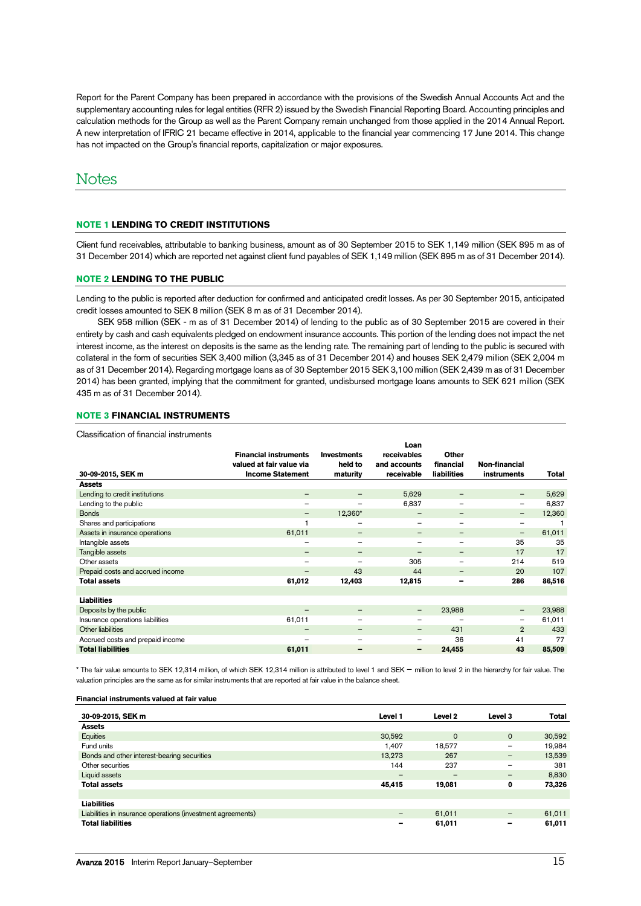Report for the Parent Company has been prepared in accordance with the provisions of the Swedish Annual Accounts Act and the supplementary accounting rules for legal entities (RFR 2) issued by the Swedish Financial Reporting Board. Accounting principles and calculation methods for the Group as well as the Parent Company remain unchanged from those applied in the 2014 Annual Report. A new interpretation of IFRIC 21 became effective in 2014, applicable to the financial year commencing 17 June 2014. This change has not impacted on the Group's financial reports, capitalization or major exposures.

# Notes

## NOTE 1 LENDING TO CREDIT INSTITUTIONS

Client fund receivables, attributable to banking business, amount as of 30 September 2015 to SEK 1,149 million (SEK 895 m as of 31 December 2014) which are reported net against client fund payables of SEK 1,149 million (SEK 895 m as of 31 December 2014).

## NOTE 2 LENDING TO THE PUBLIC

Lending to the public is reported after deduction for confirmed and anticipated credit losses. As per 30 September 2015, anticipated credit losses amounted to SEK 8 million (SEK 8 m as of 31 December 2014).

SEK 958 million (SEK - m as of 31 December 2014) of lending to the public as of 30 September 2015 are covered in their entirety by cash and cash equivalents pledged on endowment insurance accounts. This portion of the lending does not impact the net interest income, as the interest on deposits is the same as the lending rate. The remaining part of lending to the public is secured with collateral in the form of securities SEK 3,400 million (3,345 as of 31 December 2014) and houses SEK 2,479 million (SEK 2,004 m as of 31 December 2014). Regarding mortgage loans as of 30 September 2015 SEK 3,100 million (SEK 2,439 m as of 31 December 2014) has been granted, implying that the commitment for granted, undisbursed mortgage loans amounts to SEK 621 million (SEK 435 m as of 31 December 2014).

## NOTE 3 FINANCIAL INSTRUMENTS

Classification of financial instruments

| 30-09-2015, SEK m | Financial instruments valued at fair value via Income Statement | Investments held to maturity | Loan receivables and accounts receivable | Other financial liabilities | Non-financial instruments | Total |
|---|---|---|---|---|---|---|
| **Assets** | | | | | | |
| Lending to credit institutions | – | – | 5,629 | – | – | 5,629 |
| Lending to the public | – | – | 6,837 | – | – | 6,837 |
| Bonds | – | 12,360* | – | – | – | 12,360 |
| Shares and participations | 1 | – | – | – | – | 1 |
| Assets in insurance operations | 61,011 | – | – | – | – | 61,011 |
| Intangible assets | – | – | – | – | 35 | 35 |
| Tangible assets | – | – | – | – | 17 | 17 |
| Other assets | – | – | 305 | – | 214 | 519 |
| Prepaid costs and accrued income | – | 43 | 44 | – | 20 | 107 |
| **Total assets** | **61,012** | **12,403** | **12,815** | **–** | **286** | **86,516** |
| | | | | | | |
| **Liabilities** | | | | | | |
| Deposits by the public | – | – | – | 23,988 | – | 23,988 |
| Insurance operations liabilities | 61,011 | – | – | – | – | 61,011 |
| Other liabilities | – | – | – | 431 | 2 | 433 |
| Accrued costs and prepaid income | – | – | – | 36 | 41 | 77 |
| **Total liabilities** | **61,011** | **–** | **–** | **24,455** | **43** | **85,509** |

* The fair value amounts to SEK 12,314 million, of which SEK 12,314 million is attributed to level 1 and SEK – million to level 2 in the hierarchy for fair value. The valuation principles are the same as for similar instruments that are reported at fair value in the balance sheet.

**Financial instruments valued at fair value**

| 30-09-2015, SEK m | Level 1 | Level 2 | Level 3 | Total |
|---|---|---|---|---|
| **Assets** | | | | |
| Equities | 30,592 | 0 | 0 | 30,592 |
| Fund units | 1,407 | 18,577 | – | 19,984 |
| Bonds and other interest-bearing securities | 13,273 | 267 | – | 13,539 |
| Other securities | 144 | 237 | – | 381 |
| Liquid assets | – | – | – | 8,830 |
| **Total assets** | **45,415** | **19,081** | **0** | **73,326** |
| | | | | |
| **Liabilities** | | | | |
| Liabilities in insurance operations (investment agreements) | – | 61,011 | – | 61,011 |
| **Total liabilities** | **–** | **61,011** | **–** | **61,011** |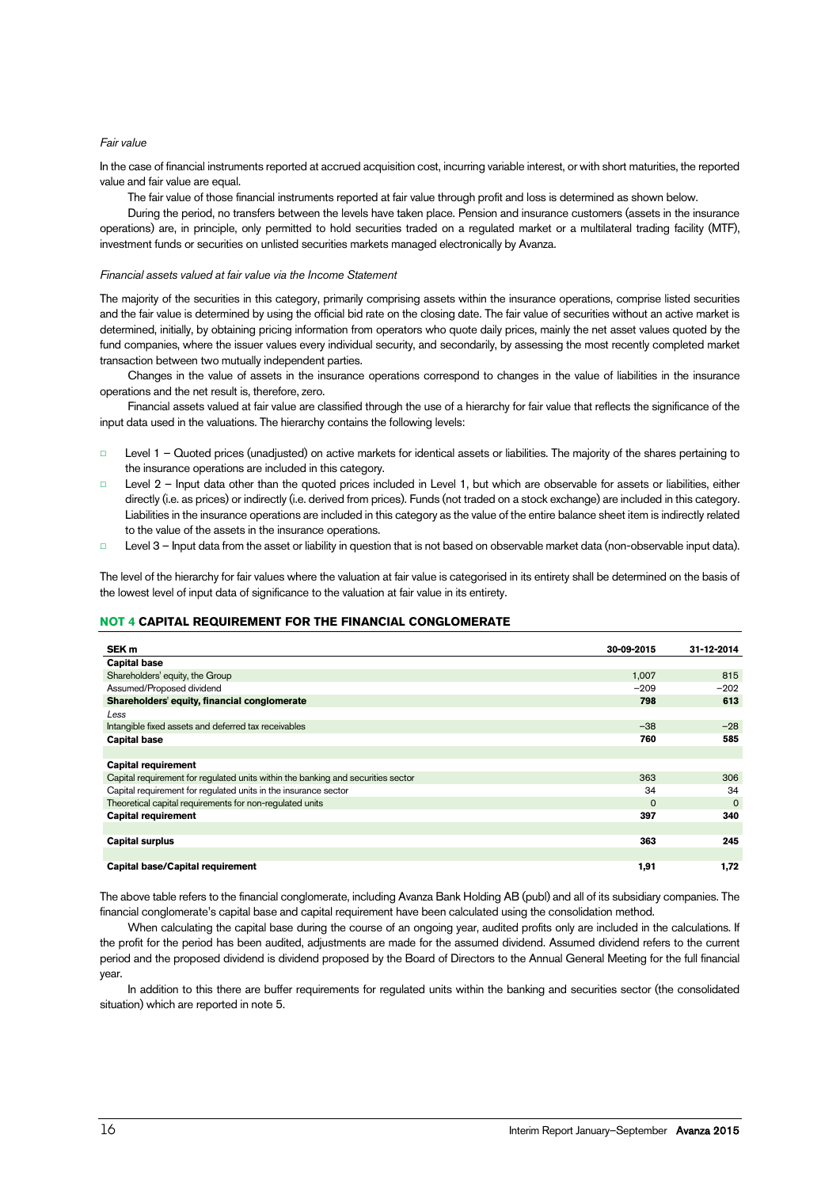*Fair value*

In the case of financial instruments reported at accrued acquisition cost, incurring variable interest, or with short maturities, the reported value and fair value are equal.

The fair value of those financial instruments reported at fair value through profit and loss is determined as shown below.

During the period, no transfers between the levels have taken place. Pension and insurance customers (assets in the insurance operations) are, in principle, only permitted to hold securities traded on a regulated market or a multilateral trading facility (MTF), investment funds or securities on unlisted securities markets managed electronically by Avanza.

*Financial assets valued at fair value via the Income Statement*

The majority of the securities in this category, primarily comprising assets within the insurance operations, comprise listed securities and the fair value is determined by using the official bid rate on the closing date. The fair value of securities without an active market is determined, initially, by obtaining pricing information from operators who quote daily prices, mainly the net asset values quoted by the fund companies, where the issuer values every individual security, and secondarily, by assessing the most recently completed market transaction between two mutually independent parties.

Changes in the value of assets in the insurance operations correspond to changes in the value of liabilities in the insurance operations and the net result is, therefore, zero.

Financial assets valued at fair value are classified through the use of a hierarchy for fair value that reflects the significance of the input data used in the valuations. The hierarchy contains the following levels:

- Level 1 – Quoted prices (unadjusted) on active markets for identical assets or liabilities. The majority of the shares pertaining to the insurance operations are included in this category.
- Level 2 – Input data other than the quoted prices included in Level 1, but which are observable for assets or liabilities, either directly (i.e. as prices) or indirectly (i.e. derived from prices). Funds (not traded on a stock exchange) are included in this category. Liabilities in the insurance operations are included in this category as the value of the entire balance sheet item is indirectly related to the value of the assets in the insurance operations.
- Level 3 – Input data from the asset or liability in question that is not based on observable market data (non-observable input data).

The level of the hierarchy for fair values where the valuation at fair value is categorised in its entirety shall be determined on the basis of the lowest level of input data of significance to the valuation at fair value in its entirety.

## NOT 4 CAPITAL REQUIREMENT FOR THE FINANCIAL CONGLOMERATE

| SEK m | 30-09-2015 | 31-12-2014 |
|---|---|---|
| **Capital base** | | |
| Shareholders' equity, the Group | 1,007 | 815 |
| Assumed/Proposed dividend | –209 | –202 |
| **Shareholders' equity, financial conglomerate** | **798** | **613** |
| *Less* | | |
| Intangible fixed assets and deferred tax receivables | –38 | –28 |
| **Capital base** | **760** | **585** |
| | | |
| **Capital requirement** | | |
| Capital requirement for regulated units within the banking and securities sector | 363 | 306 |
| Capital requirement for regulated units in the insurance sector | 34 | 34 |
| Theoretical capital requirements for non-regulated units | 0 | 0 |
| **Capital requirement** | **397** | **340** |
| | | |
| **Capital surplus** | **363** | **245** |
| | | |
| **Capital base/Capital requirement** | **1,91** | **1,72** |

The above table refers to the financial conglomerate, including Avanza Bank Holding AB (publ) and all of its subsidiary companies. The financial conglomerate's capital base and capital requirement have been calculated using the consolidation method.

When calculating the capital base during the course of an ongoing year, audited profits only are included in the calculations. If the profit for the period has been audited, adjustments are made for the assumed dividend. Assumed dividend refers to the current period and the proposed dividend is dividend proposed by the Board of Directors to the Annual General Meeting for the full financial year.

In addition to this there are buffer requirements for regulated units within the banking and securities sector (the consolidated situation) which are reported in note 5.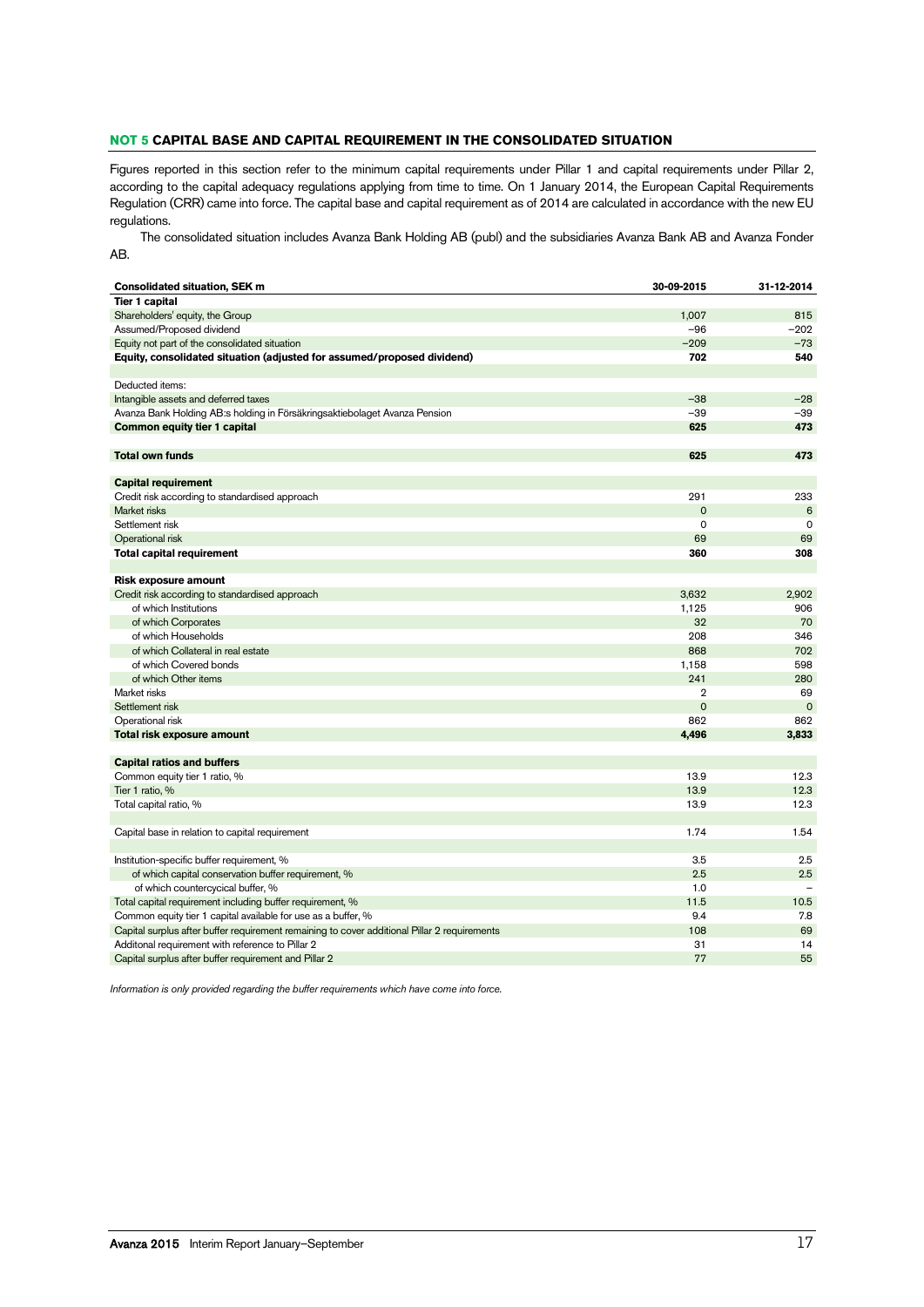## NOT 5 CAPITAL BASE AND CAPITAL REQUIREMENT IN THE CONSOLIDATED SITUATION

Figures reported in this section refer to the minimum capital requirements under Pillar 1 and capital requirements under Pillar 2, according to the capital adequacy regulations applying from time to time. On 1 January 2014, the European Capital Requirements Regulation (CRR) came into force. The capital base and capital requirement as of 2014 are calculated in accordance with the new EU regulations.

The consolidated situation includes Avanza Bank Holding AB (publ) and the subsidiaries Avanza Bank AB and Avanza Fonder AB.

| Consolidated situation, SEK m | 30-09-2015 | 31-12-2014 |
|---|---|---|
| **Tier 1 capital** | | |
| Shareholders' equity, the Group | 1,007 | 815 |
| Assumed/Proposed dividend | –96 | –202 |
| Equity not part of the consolidated situation | –209 | –73 |
| **Equity, consolidated situation (adjusted for assumed/proposed dividend)** | **702** | **540** |
| | | |
| Deducted items: | | |
| Intangible assets and deferred taxes | –38 | –28 |
| Avanza Bank Holding AB:s holding in Försäkringsaktiebolaget Avanza Pension | –39 | –39 |
| **Common equity tier 1 capital** | **625** | **473** |
| | | |
| **Total own funds** | **625** | **473** |
| | | |
| **Capital requirement** | | |
| Credit risk according to standardised approach | 291 | 233 |
| Market risks | 0 | 6 |
| Settlement risk | 0 | 0 |
| Operational risk | 69 | 69 |
| **Total capital requirement** | **360** | **308** |
| | | |
| **Risk exposure amount** | | |
| Credit risk according to standardised approach | 3,632 | 2,902 |
| of which Institutions | 1,125 | 906 |
| of which Corporates | 32 | 70 |
| of which Households | 208 | 346 |
| of which Collateral in real estate | 868 | 702 |
| of which Covered bonds | 1,158 | 598 |
| of which Other items | 241 | 280 |
| Market risks | 2 | 69 |
| Settlement risk | 0 | 0 |
| Operational risk | 862 | 862 |
| **Total risk exposure amount** | **4,496** | **3,833** |
| | | |
| **Capital ratios and buffers** | | |
| Common equity tier 1 ratio, % | 13.9 | 12.3 |
| Tier 1 ratio, % | 13.9 | 12.3 |
| Total capital ratio, % | 13.9 | 12.3 |
| | | |
| Capital base in relation to capital requirement | 1.74 | 1.54 |
| | | |
| Institution-specific buffer requirement, % | 3.5 | 2.5 |
| of which capital conservation buffer requirement, % | 2.5 | 2.5 |
| of which countercyclical buffer, % | 1.0 | – |
| Total capital requirement including buffer requirement, % | 11.5 | 10.5 |
| Common equity tier 1 capital available for use as a buffer, % | 9.4 | 7.8 |
| Capital surplus after buffer requirement remaining to cover additional Pillar 2 requirements | 108 | 69 |
| Additonal requirement with reference to Pillar 2 | 31 | 14 |
| Capital surplus after buffer requirement and Pillar 2 | 77 | 55 |

*Information is only provided regarding the buffer requirements which have come into force.*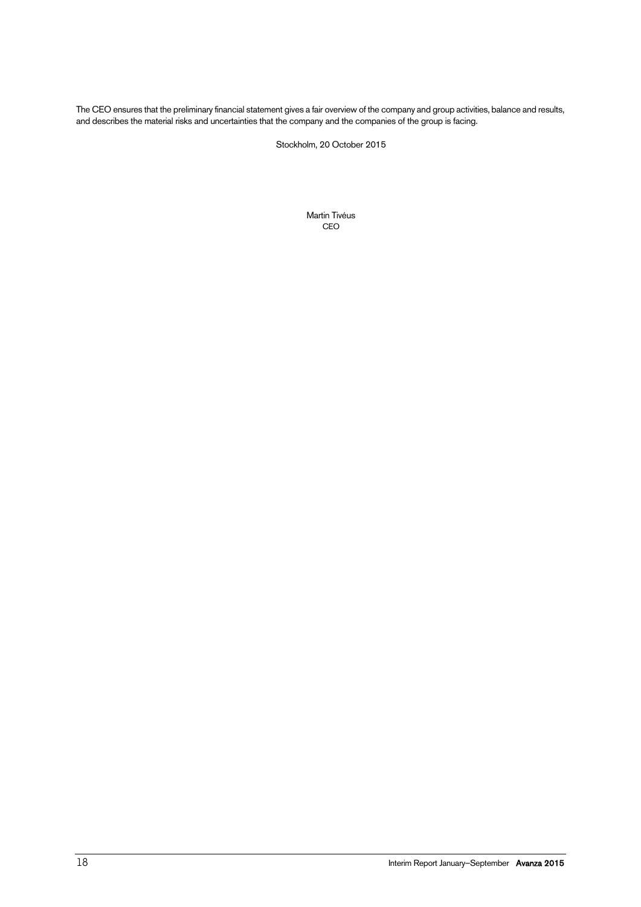The CEO ensures that the preliminary financial statement gives a fair overview of the company and group activities, balance and results, and describes the material risks and uncertainties that the company and the companies of the group is facing.

Stockholm, 20 October 2015

Martin Tivéus
CEO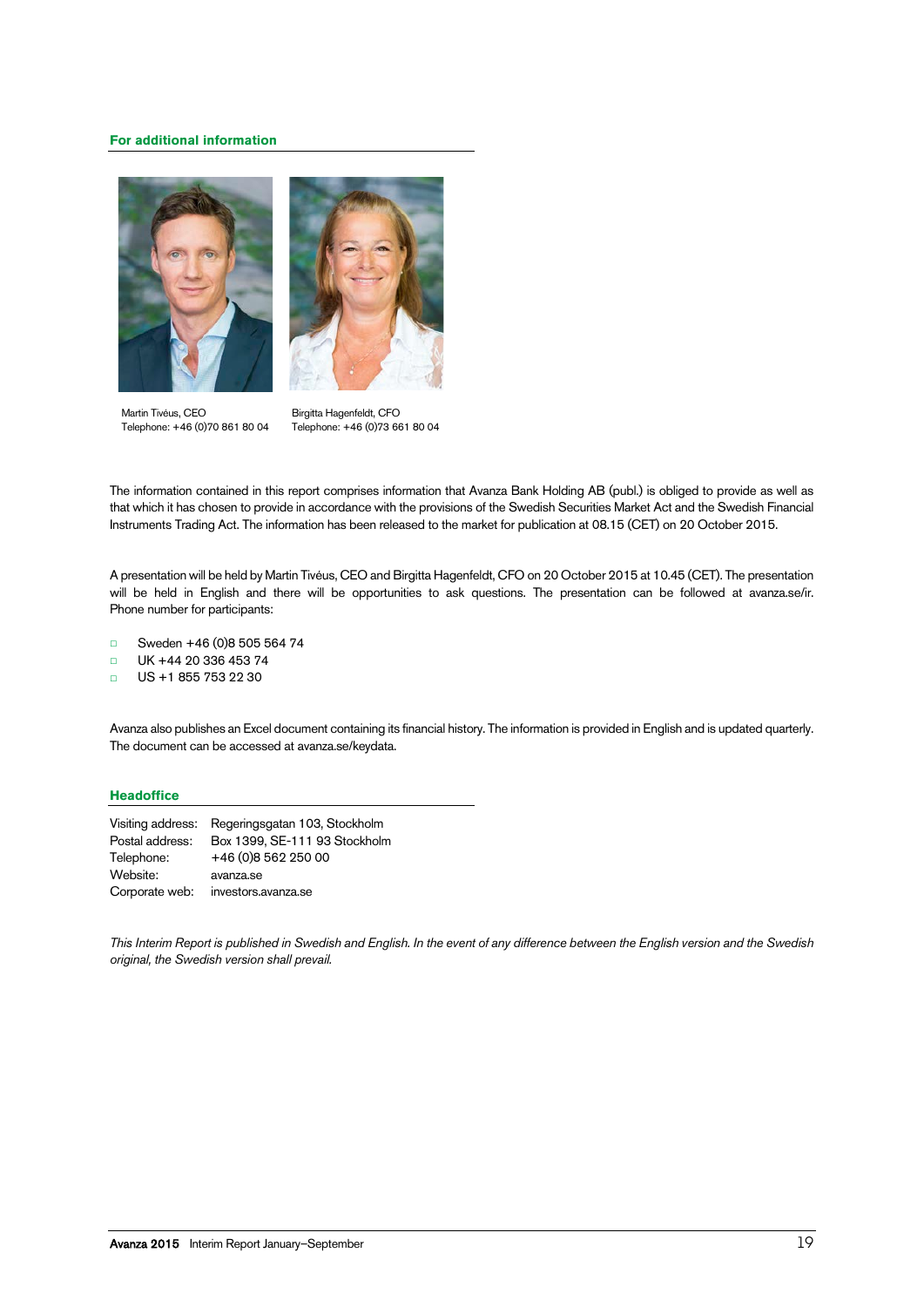## For additional information

Martin Tivéus, CEO
Telephone: +46 (0)70 861 80 04

Birgitta Hagenfeldt, CFO
Telephone: +46 (0)73 661 80 04

The information contained in this report comprises information that Avanza Bank Holding AB (publ.) is obliged to provide as well as that which it has chosen to provide in accordance with the provisions of the Swedish Securities Market Act and the Swedish Financial Instruments Trading Act. The information has been released to the market for publication at 08.15 (CET) on 20 October 2015.

A presentation will be held by Martin Tivéus, CEO and Birgitta Hagenfeldt, CFO on 20 October 2015 at 10.45 (CET). The presentation will be held in English and there will be opportunities to ask questions. The presentation can be followed at avanza.se/ir. Phone number for participants:

- Sweden +46 (0)8 505 564 74
- UK +44 20 336 453 74
- US +1 855 753 22 30

Avanza also publishes an Excel document containing its financial history. The information is provided in English and is updated quarterly. The document can be accessed at avanza.se/keydata.

## Headoffice

| | |
|---|---|
| Visiting address: | Regeringsgatan 103, Stockholm |
| Postal address: | Box 1399, SE-111 93 Stockholm |
| Telephone: | +46 (0)8 562 250 00 |
| Website: | avanza.se |
| Corporate web: | investors.avanza.se |

*This Interim Report is published in Swedish and English. In the event of any difference between the English version and the Swedish original, the Swedish version shall prevail.*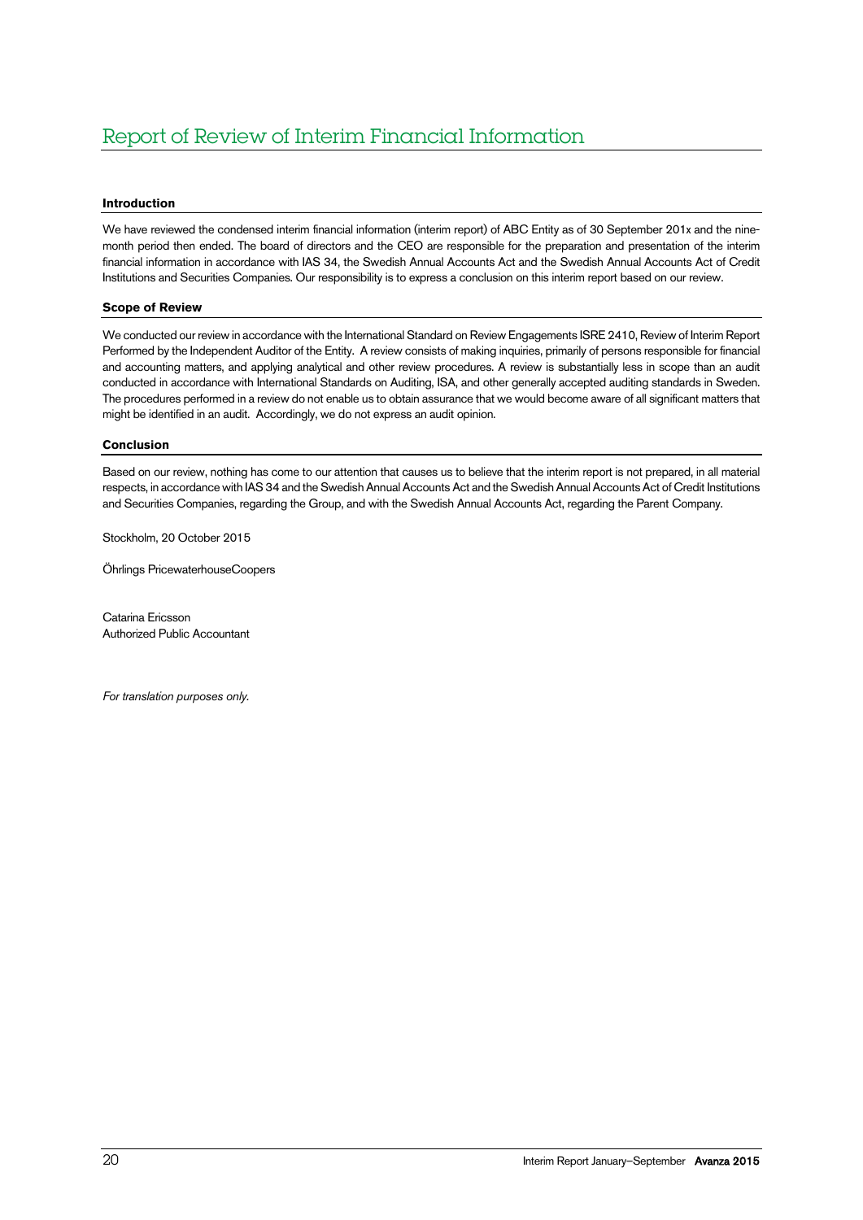# Report of Review of Interim Financial Information

## Introduction

We have reviewed the condensed interim financial information (interim report) of ABC Entity as of 30 September 201x and the nine-month period then ended. The board of directors and the CEO are responsible for the preparation and presentation of the interim financial information in accordance with IAS 34, the Swedish Annual Accounts Act and the Swedish Annual Accounts Act of Credit Institutions and Securities Companies. Our responsibility is to express a conclusion on this interim report based on our review.

## Scope of Review

We conducted our review in accordance with the International Standard on Review Engagements ISRE 2410, Review of Interim Report Performed by the Independent Auditor of the Entity. A review consists of making inquiries, primarily of persons responsible for financial and accounting matters, and applying analytical and other review procedures. A review is substantially less in scope than an audit conducted in accordance with International Standards on Auditing, ISA, and other generally accepted auditing standards in Sweden. The procedures performed in a review do not enable us to obtain assurance that we would become aware of all significant matters that might be identified in an audit. Accordingly, we do not express an audit opinion.

## Conclusion

Based on our review, nothing has come to our attention that causes us to believe that the interim report is not prepared, in all material respects, in accordance with IAS 34 and the Swedish Annual Accounts Act and the Swedish Annual Accounts Act of Credit Institutions and Securities Companies, regarding the Group, and with the Swedish Annual Accounts Act, regarding the Parent Company.

Stockholm, 20 October 2015

Öhrlings PricewaterhouseCoopers

Catarina Ericsson
Authorized Public Accountant

*For translation purposes only.*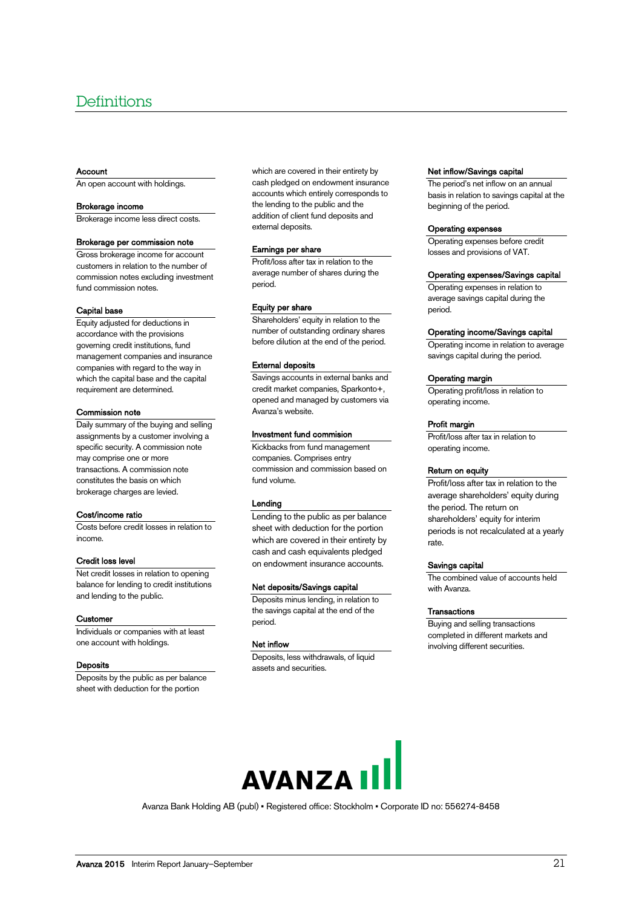# Definitions

### Account
An open account with holdings.

### Brokerage income
Brokerage income less direct costs.

### Brokerage per commission note
Gross brokerage income for account customers in relation to the number of commission notes excluding investment fund commission notes.

### Capital base
Equity adjusted for deductions in accordance with the provisions governing credit institutions, fund management companies and insurance companies with regard to the way in which the capital base and the capital requirement are determined.

### Commission note
Daily summary of the buying and selling assignments by a customer involving a specific security. A commission note may comprise one or more transactions. A commission note constitutes the basis on which brokerage charges are levied.

### Cost/income ratio
Costs before credit losses in relation to income.

### Credit loss level
Net credit losses in relation to opening balance for lending to credit institutions and lending to the public.

### Customer
Individuals or companies with at least one account with holdings.

### Deposits
Deposits by the public as per balance sheet with deduction for the portion which are covered in their entirety by cash pledged on endowment insurance accounts which entirely corresponds to the lending to the public and the addition of client fund deposits and external deposits.

### Earnings per share
Profit/loss after tax in relation to the average number of shares during the period.

### Equity per share
Shareholders' equity in relation to the number of outstanding ordinary shares before dilution at the end of the period.

### External deposits
Savings accounts in external banks and credit market companies, Sparkonto+, opened and managed by customers via Avanza's website.

### Investment fund commision
Kickbacks from fund management companies. Comprises entry commission and commission based on fund volume.

### Lending
Lending to the public as per balance sheet with deduction for the portion which are covered in their entirety by cash and cash equivalents pledged on endowment insurance accounts.

### Net deposits/Savings capital
Deposits minus lending, in relation to the savings capital at the end of the period.

### Net inflow
Deposits, less withdrawals, of liquid assets and securities.

### Net inflow/Savings capital
The period's net inflow on an annual basis in relation to savings capital at the beginning of the period.

### Operating expenses
Operating expenses before credit losses and provisions of VAT.

### Operating expenses/Savings capital
Operating expenses in relation to average savings capital during the period.

### Operating income/Savings capital
Operating income in relation to average savings capital during the period.

### Operating margin
Operating profit/loss in relation to operating income.

### Profit margin
Profit/loss after tax in relation to operating income.

### Return on equity
Profit/loss after tax in relation to the average shareholders' equity during the period. The return on shareholders' equity for interim periods is not recalculated at a yearly rate.

### Savings capital
The combined value of accounts held with Avanza.

### Transactions
Buying and selling transactions completed in different markets and involving different securities.

AVANZA

Avanza Bank Holding AB (publ) ▪ Registered office: Stockholm ▪ Corporate ID no: 556274-8458